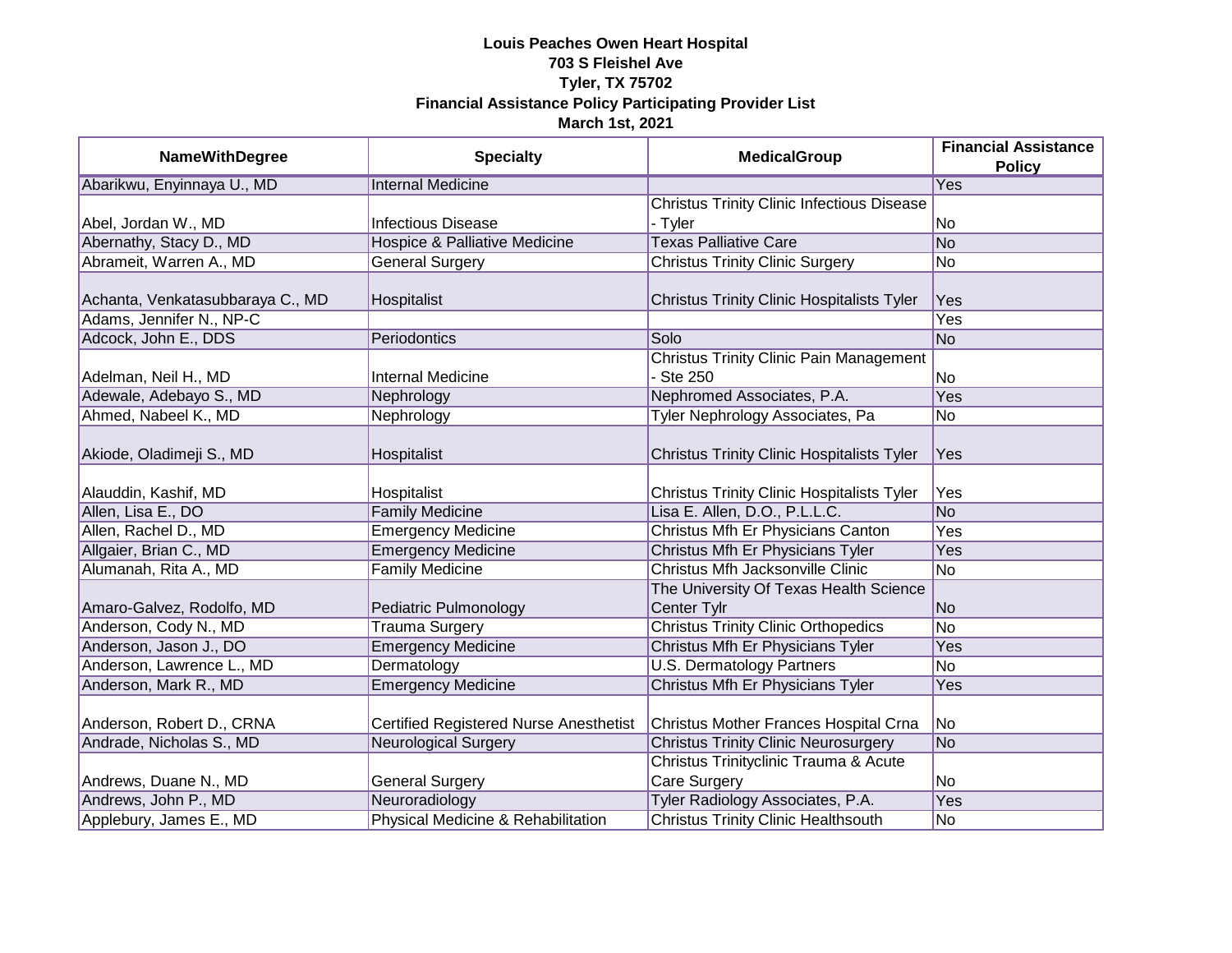**Louis Peaches Owen Heart Hospital**
**703 S Fleishel Ave**
**Tyler, TX 75702**
**Financial Assistance Policy Participating Provider List**
**March 1st, 2021**

| NameWithDegree | Specialty | MedicalGroup | Financial Assistance Policy |
|---|---|---|---|
| Abarikwu, Enyinnaya U., MD | Internal Medicine | | Yes |
| Abel, Jordan W., MD | Infectious Disease | Christus Trinity Clinic Infectious Disease - Tyler | No |
| Abernathy, Stacy D., MD | Hospice & Palliative Medicine | Texas Palliative Care | No |
| Abrameit, Warren A., MD | General Surgery | Christus Trinity Clinic Surgery | No |
| Achanta, Venkatasubbaraya C., MD | Hospitalist | Christus Trinity Clinic Hospitalists Tyler | Yes |
| Adams, Jennifer N., NP-C | | | Yes |
| Adcock, John E., DDS | Periodontics | Solo | No |
| Adelman, Neil H., MD | Internal Medicine | Christus Trinity Clinic Pain Management - Ste 250 | No |
| Adewale, Adebayo S., MD | Nephrology | Nephromed Associates, P.A. | Yes |
| Ahmed, Nabeel K., MD | Nephrology | Tyler Nephrology Associates, Pa | No |
| Akiode, Oladimeji S., MD | Hospitalist | Christus Trinity Clinic Hospitalists Tyler | Yes |
| Alauddin, Kashif, MD | Hospitalist | Christus Trinity Clinic Hospitalists Tyler | Yes |
| Allen, Lisa E., DO | Family Medicine | Lisa E. Allen, D.O., P.L.L.C. | No |
| Allen, Rachel D., MD | Emergency Medicine | Christus Mfh Er Physicians Canton | Yes |
| Allgaier, Brian C., MD | Emergency Medicine | Christus Mfh Er Physicians Tyler | Yes |
| Alumanah, Rita A., MD | Family Medicine | Christus Mfh Jacksonville Clinic | No |
| Amaro-Galvez, Rodolfo, MD | Pediatric Pulmonology | The University Of Texas Health Science Center Tylr | No |
| Anderson, Cody N., MD | Trauma Surgery | Christus Trinity Clinic Orthopedics | No |
| Anderson, Jason J., DO | Emergency Medicine | Christus Mfh Er Physicians Tyler | Yes |
| Anderson, Lawrence L., MD | Dermatology | U.S. Dermatology Partners | No |
| Anderson, Mark R., MD | Emergency Medicine | Christus Mfh Er Physicians Tyler | Yes |
| Anderson, Robert D., CRNA | Certified Registered Nurse Anesthetist | Christus Mother Frances Hospital Crna | No |
| Andrade, Nicholas S., MD | Neurological Surgery | Christus Trinity Clinic Neurosurgery | No |
| Andrews, Duane N., MD | General Surgery | Christus Trinityclinic Trauma & Acute Care Surgery | No |
| Andrews, John P., MD | Neuroradiology | Tyler Radiology Associates, P.A. | Yes |
| Applebury, James E., MD | Physical Medicine & Rehabilitation | Christus Trinity Clinic Healthsouth | No |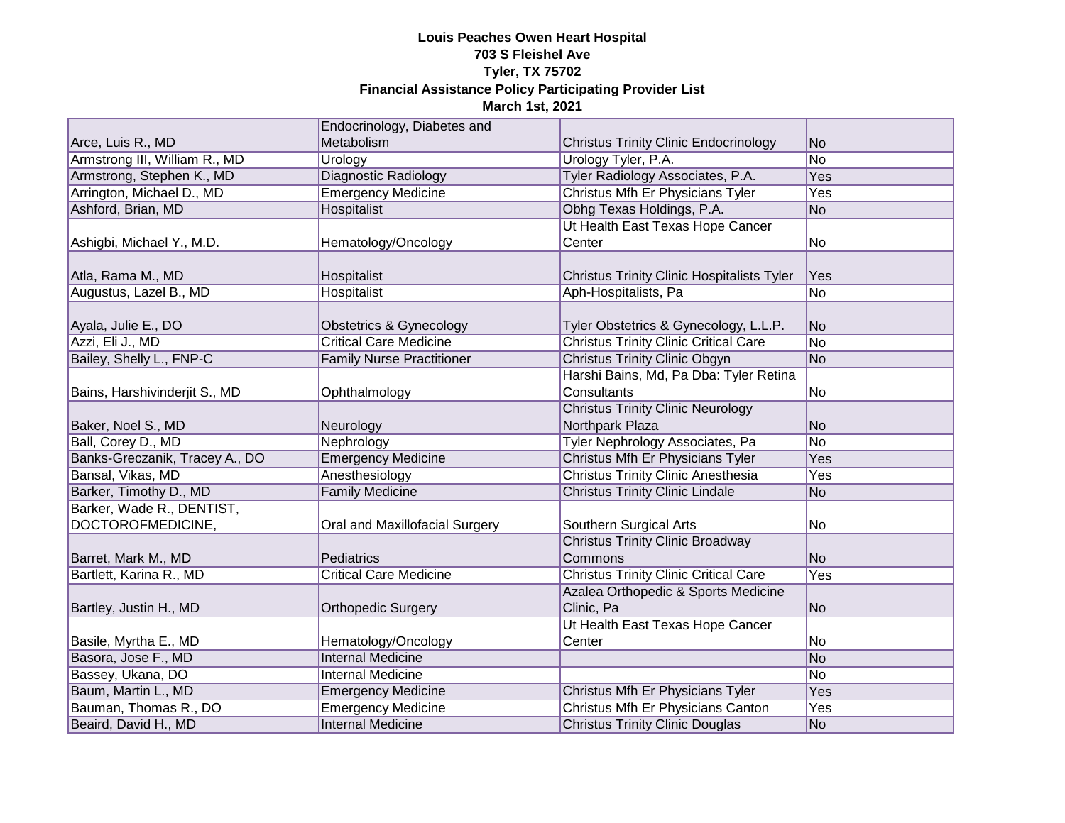**Louis Peaches Owen Heart Hospital**
**703 S Fleishel Ave**
**Tyler, TX 75702**
**Financial Assistance Policy Participating Provider List**
**March 1st, 2021**

| | | | |
|---|---|---|---|
| Arce, Luis R., MD | Endocrinology, Diabetes and Metabolism | Christus Trinity Clinic Endocrinology | No |
| Armstrong III, William R., MD | Urology | Urology Tyler, P.A. | No |
| Armstrong, Stephen K., MD | Diagnostic Radiology | Tyler Radiology Associates, P.A. | Yes |
| Arrington, Michael D., MD | Emergency Medicine | Christus Mfh Er Physicians Tyler | Yes |
| Ashford, Brian, MD | Hospitalist | Obhg Texas Holdings, P.A. | No |
| Ashigbi, Michael Y., M.D. | Hematology/Oncology | Ut Health East Texas Hope Cancer Center | No |
| Atla, Rama M., MD | Hospitalist | Christus Trinity Clinic Hospitalists Tyler | Yes |
| Augustus, Lazel B., MD | Hospitalist | Aph-Hospitalists, Pa | No |
| Ayala, Julie E., DO | Obstetrics & Gynecology | Tyler Obstetrics & Gynecology, L.L.P. | No |
| Azzi, Eli J., MD | Critical Care Medicine | Christus Trinity Clinic Critical Care | No |
| Bailey, Shelly L., FNP-C | Family Nurse Practitioner | Christus Trinity Clinic Obgyn | No |
| Bains, Harshivinderjit S., MD | Ophthalmology | Harshi Bains, Md, Pa Dba: Tyler Retina Consultants | No |
| Baker, Noel S., MD | Neurology | Christus Trinity Clinic Neurology Northpark Plaza | No |
| Ball, Corey D., MD | Nephrology | Tyler Nephrology Associates, Pa | No |
| Banks-Greczanik, Tracey A., DO | Emergency Medicine | Christus Mfh Er Physicians Tyler | Yes |
| Bansal, Vikas, MD | Anesthesiology | Christus Trinity Clinic Anesthesia | Yes |
| Barker, Timothy D., MD | Family Medicine | Christus Trinity Clinic Lindale | No |
| Barker, Wade R., DENTIST, DOCTOROFMEDICINE, | Oral and Maxillofacial Surgery | Southern Surgical Arts | No |
| Barret, Mark M., MD | Pediatrics | Christus Trinity Clinic Broadway Commons | No |
| Bartlett, Karina R., MD | Critical Care Medicine | Christus Trinity Clinic Critical Care | Yes |
| Bartley, Justin H., MD | Orthopedic Surgery | Azalea Orthopedic & Sports Medicine Clinic, Pa | No |
| Basile, Myrtha E., MD | Hematology/Oncology | Ut Health East Texas Hope Cancer Center | No |
| Basora, Jose F., MD | Internal Medicine | | No |
| Bassey, Ukana, DO | Internal Medicine | | No |
| Baum, Martin L., MD | Emergency Medicine | Christus Mfh Er Physicians Tyler | Yes |
| Bauman, Thomas R., DO | Emergency Medicine | Christus Mfh Er Physicians Canton | Yes |
| Beaird, David H., MD | Internal Medicine | Christus Trinity Clinic Douglas | No |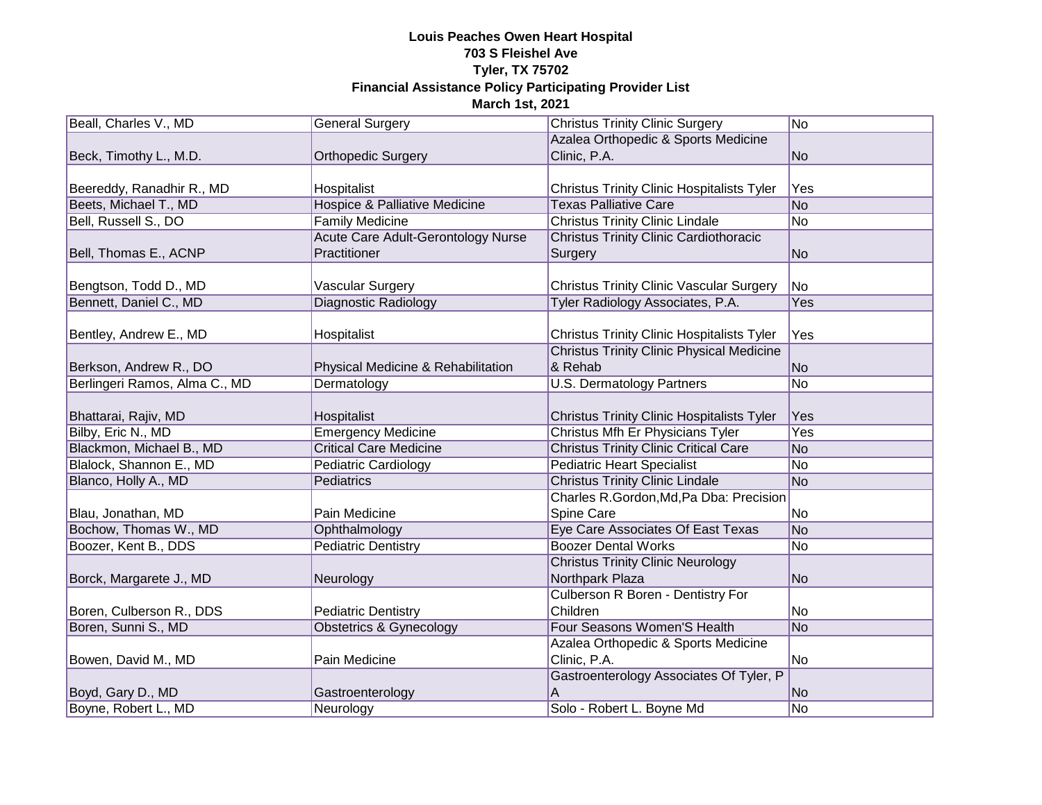**Louis Peaches Owen Heart Hospital**
**703 S Fleishel Ave**
**Tyler, TX 75702**
**Financial Assistance Policy Participating Provider List**
**March 1st, 2021**

| | | | |
|---|---|---|---|
| Beall, Charles V., MD | General Surgery | Christus Trinity Clinic Surgery | No |
| Beck, Timothy L., M.D. | Orthopedic Surgery | Azalea Orthopedic & Sports Medicine Clinic, P.A. | No |
| Beereddy, Ranadhir R., MD | Hospitalist | Christus Trinity Clinic Hospitalists Tyler | Yes |
| Beets, Michael T., MD | Hospice & Palliative Medicine | Texas Palliative Care | No |
| Bell, Russell S., DO | Family Medicine | Christus Trinity Clinic Lindale | No |
| Bell, Thomas E., ACNP | Acute Care Adult-Gerontology Nurse Practitioner | Christus Trinity Clinic Cardiothoracic Surgery | No |
| Bengtson, Todd D., MD | Vascular Surgery | Christus Trinity Clinic Vascular Surgery | No |
| Bennett, Daniel C., MD | Diagnostic Radiology | Tyler Radiology Associates, P.A. | Yes |
| Bentley, Andrew E., MD | Hospitalist | Christus Trinity Clinic Hospitalists Tyler | Yes |
| Berkson, Andrew R., DO | Physical Medicine & Rehabilitation | Christus Trinity Clinic Physical Medicine & Rehab | No |
| Berlingeri Ramos, Alma C., MD | Dermatology | U.S. Dermatology Partners | No |
| Bhattarai, Rajiv, MD | Hospitalist | Christus Trinity Clinic Hospitalists Tyler | Yes |
| Bilby, Eric N., MD | Emergency Medicine | Christus Mfh Er Physicians Tyler | Yes |
| Blackmon, Michael B., MD | Critical Care Medicine | Christus Trinity Clinic Critical Care | No |
| Blalock, Shannon E., MD | Pediatric Cardiology | Pediatric Heart Specialist | No |
| Blanco, Holly A., MD | Pediatrics | Christus Trinity Clinic Lindale | No |
| Blau, Jonathan, MD | Pain Medicine | Charles R.Gordon,Md,Pa Dba: Precision Spine Care | No |
| Bochow, Thomas W., MD | Ophthalmology | Eye Care Associates Of East Texas | No |
| Boozer, Kent B., DDS | Pediatric Dentistry | Boozer Dental Works | No |
| Borck, Margarete J., MD | Neurology | Christus Trinity Clinic Neurology Northpark Plaza | No |
| Boren, Culberson R., DDS | Pediatric Dentistry | Culberson R Boren - Dentistry For Children | No |
| Boren, Sunni S., MD | Obstetrics & Gynecology | Four Seasons Women'S Health | No |
| Bowen, David M., MD | Pain Medicine | Azalea Orthopedic & Sports Medicine Clinic, P.A. | No |
| Boyd, Gary D., MD | Gastroenterology | Gastroenterology Associates Of Tyler, P A | No |
| Boyne, Robert L., MD | Neurology | Solo - Robert L. Boyne Md | No |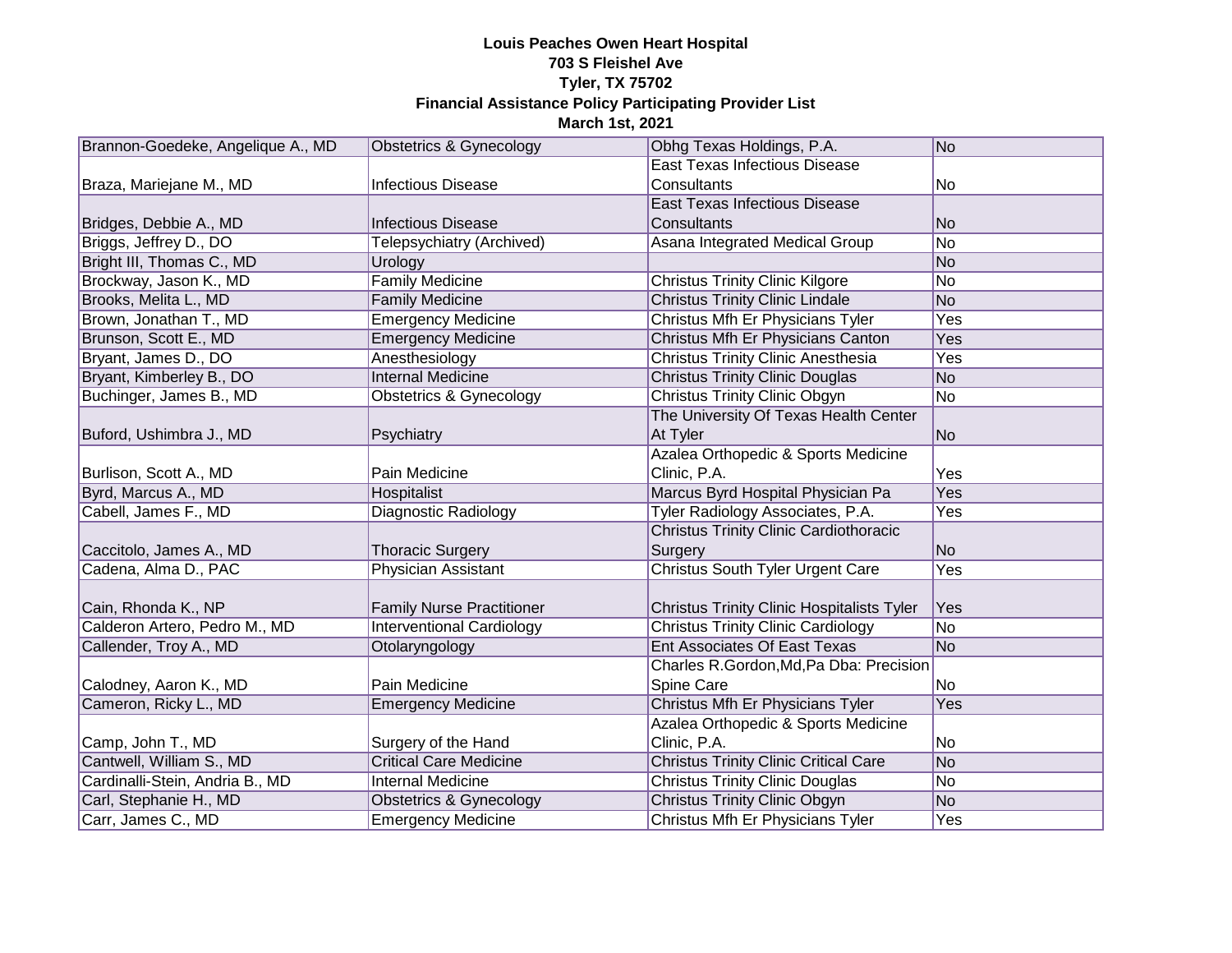**Louis Peaches Owen Heart Hospital**
**703 S Fleishel Ave**
**Tyler, TX 75702**
**Financial Assistance Policy Participating Provider List**
**March 1st, 2021**

| | | | |
|---|---|---|---|
| Brannon-Goedeke, Angelique A., MD | Obstetrics & Gynecology | Obhg Texas Holdings, P.A. | No |
| Braza, Mariejane M., MD | Infectious Disease | East Texas Infectious Disease Consultants | No |
| Bridges, Debbie A., MD | Infectious Disease | East Texas Infectious Disease Consultants | No |
| Briggs, Jeffrey D., DO | Telepsychiatry (Archived) | Asana Integrated Medical Group | No |
| Bright III, Thomas C., MD | Urology | | No |
| Brockway, Jason K., MD | Family Medicine | Christus Trinity Clinic Kilgore | No |
| Brooks, Melita L., MD | Family Medicine | Christus Trinity Clinic Lindale | No |
| Brown, Jonathan T., MD | Emergency Medicine | Christus Mfh Er Physicians Tyler | Yes |
| Brunson, Scott E., MD | Emergency Medicine | Christus Mfh Er Physicians Canton | Yes |
| Bryant, James D., DO | Anesthesiology | Christus Trinity Clinic Anesthesia | Yes |
| Bryant, Kimberley B., DO | Internal Medicine | Christus Trinity Clinic Douglas | No |
| Buchinger, James B., MD | Obstetrics & Gynecology | Christus Trinity Clinic Obgyn | No |
| Buford, Ushimbra J., MD | Psychiatry | The University Of Texas Health Center At Tyler | No |
| Burlison, Scott A., MD | Pain Medicine | Azalea Orthopedic & Sports Medicine Clinic, P.A. | Yes |
| Byrd, Marcus A., MD | Hospitalist | Marcus Byrd Hospital Physician Pa | Yes |
| Cabell, James F., MD | Diagnostic Radiology | Tyler Radiology Associates, P.A. | Yes |
| Caccitolo, James A., MD | Thoracic Surgery | Christus Trinity Clinic Cardiothoracic Surgery | No |
| Cadena, Alma D., PAC | Physician Assistant | Christus South Tyler Urgent Care | Yes |
| Cain, Rhonda K., NP | Family Nurse Practitioner | Christus Trinity Clinic Hospitalists Tyler | Yes |
| Calderon Artero, Pedro M., MD | Interventional Cardiology | Christus Trinity Clinic Cardiology | No |
| Callender, Troy A., MD | Otolaryngology | Ent Associates Of East Texas | No |
| Calodney, Aaron K., MD | Pain Medicine | Charles R.Gordon,Md,Pa Dba: Precision Spine Care | No |
| Cameron, Ricky L., MD | Emergency Medicine | Christus Mfh Er Physicians Tyler | Yes |
| Camp, John T., MD | Surgery of the Hand | Azalea Orthopedic & Sports Medicine Clinic, P.A. | No |
| Cantwell, William S., MD | Critical Care Medicine | Christus Trinity Clinic Critical Care | No |
| Cardinalli-Stein, Andria B., MD | Internal Medicine | Christus Trinity Clinic Douglas | No |
| Carl, Stephanie H., MD | Obstetrics & Gynecology | Christus Trinity Clinic Obgyn | No |
| Carr, James C., MD | Emergency Medicine | Christus Mfh Er Physicians Tyler | Yes |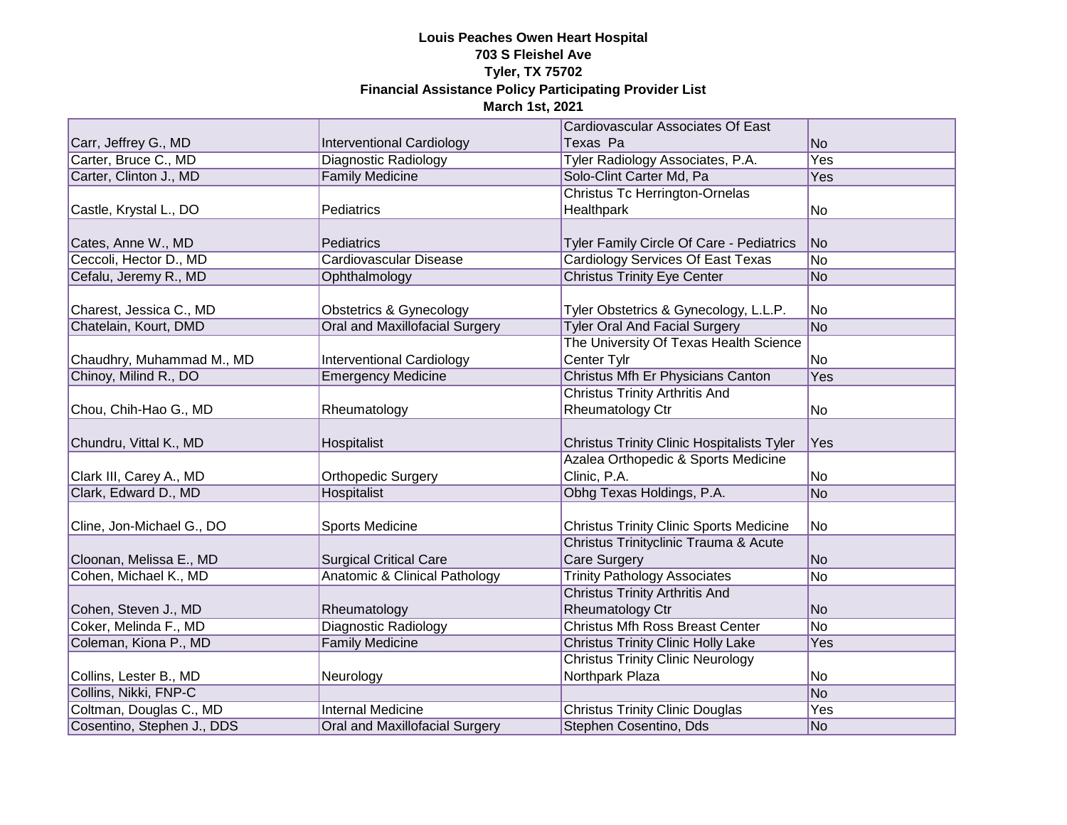**Louis Peaches Owen Heart Hospital**
**703 S Fleishel Ave**
**Tyler, TX 75702**
**Financial Assistance Policy Participating Provider List**
**March 1st, 2021**

| | | | |
|---|---|---|---|
| Carr, Jeffrey G., MD | Interventional Cardiology | Cardiovascular Associates Of East Texas Pa | No |
| Carter, Bruce C., MD | Diagnostic Radiology | Tyler Radiology Associates, P.A. | Yes |
| Carter, Clinton J., MD | Family Medicine | Solo-Clint Carter Md, Pa | Yes |
| Castle, Krystal L., DO | Pediatrics | Christus Tc Herrington-Ornelas Healthpark | No |
| Cates, Anne W., MD | Pediatrics | Tyler Family Circle Of Care - Pediatrics | No |
| Ceccoli, Hector D., MD | Cardiovascular Disease | Cardiology Services Of East Texas | No |
| Cefalu, Jeremy R., MD | Ophthalmology | Christus Trinity Eye Center | No |
| Charest, Jessica C., MD | Obstetrics & Gynecology | Tyler Obstetrics & Gynecology, L.L.P. | No |
| Chatelain, Kourt, DMD | Oral and Maxillofacial Surgery | Tyler Oral And Facial Surgery | No |
| Chaudhry, Muhammad M., MD | Interventional Cardiology | The University Of Texas Health Science Center Tylr | No |
| Chinoy, Milind R., DO | Emergency Medicine | Christus Mfh Er Physicians Canton | Yes |
| Chou, Chih-Hao G., MD | Rheumatology | Christus Trinity Arthritis And Rheumatology Ctr | No |
| Chundru, Vittal K., MD | Hospitalist | Christus Trinity Clinic Hospitalists Tyler | Yes |
| Clark III, Carey A., MD | Orthopedic Surgery | Azalea Orthopedic & Sports Medicine Clinic, P.A. | No |
| Clark, Edward D., MD | Hospitalist | Obhg Texas Holdings, P.A. | No |
| Cline, Jon-Michael G., DO | Sports Medicine | Christus Trinity Clinic Sports Medicine | No |
| Cloonan, Melissa E., MD | Surgical Critical Care | Christus Trinityclinic Trauma & Acute Care Surgery | No |
| Cohen, Michael K., MD | Anatomic & Clinical Pathology | Trinity Pathology Associates | No |
| Cohen, Steven J., MD | Rheumatology | Christus Trinity Arthritis And Rheumatology Ctr | No |
| Coker, Melinda F., MD | Diagnostic Radiology | Christus Mfh Ross Breast Center | No |
| Coleman, Kiona P., MD | Family Medicine | Christus Trinity Clinic Holly Lake | Yes |
| Collins, Lester B., MD | Neurology | Christus Trinity Clinic Neurology Northpark Plaza | No |
| Collins, Nikki, FNP-C | | | No |
| Coltman, Douglas C., MD | Internal Medicine | Christus Trinity Clinic Douglas | Yes |
| Cosentino, Stephen J., DDS | Oral and Maxillofacial Surgery | Stephen Cosentino, Dds | No |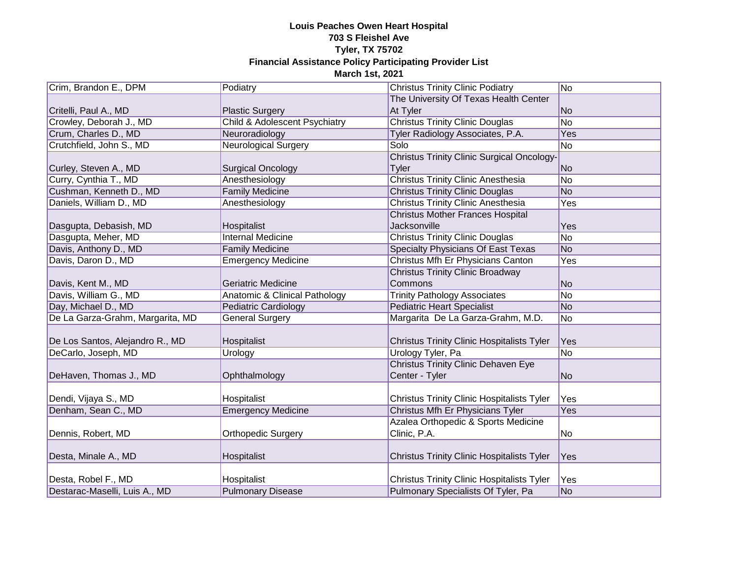**Louis Peaches Owen Heart Hospital**
**703 S Fleishel Ave**
**Tyler, TX 75702**
**Financial Assistance Policy Participating Provider List**
**March 1st, 2021**

| | | | |
|---|---|---|---|
| Crim, Brandon E., DPM | Podiatry | Christus Trinity Clinic Podiatry | No |
| Critelli, Paul A., MD | Plastic Surgery | The University Of Texas Health Center At Tyler | No |
| Crowley, Deborah J., MD | Child & Adolescent Psychiatry | Christus Trinity Clinic Douglas | No |
| Crum, Charles D., MD | Neuroradiology | Tyler Radiology Associates, P.A. | Yes |
| Crutchfield, John S., MD | Neurological Surgery | Solo | No |
| Curley, Steven A., MD | Surgical Oncology | Christus Trinity Clinic Surgical Oncology-Tyler | No |
| Curry, Cynthia T., MD | Anesthesiology | Christus Trinity Clinic Anesthesia | No |
| Cushman, Kenneth D., MD | Family Medicine | Christus Trinity Clinic Douglas | No |
| Daniels, William D., MD | Anesthesiology | Christus Trinity Clinic Anesthesia | Yes |
| Dasgupta, Debasish, MD | Hospitalist | Christus Mother Frances Hospital Jacksonville | Yes |
| Dasgupta, Meher, MD | Internal Medicine | Christus Trinity Clinic Douglas | No |
| Davis, Anthony D., MD | Family Medicine | Specialty Physicians Of East Texas | No |
| Davis, Daron D., MD | Emergency Medicine | Christus Mfh Er Physicians Canton | Yes |
| Davis, Kent M., MD | Geriatric Medicine | Christus Trinity Clinic Broadway Commons | No |
| Davis, William G., MD | Anatomic & Clinical Pathology | Trinity Pathology Associates | No |
| Day, Michael D., MD | Pediatric Cardiology | Pediatric Heart Specialist | No |
| De La Garza-Grahm, Margarita, MD | General Surgery | Margarita De La Garza-Grahm, M.D. | No |
| De Los Santos, Alejandro R., MD | Hospitalist | Christus Trinity Clinic Hospitalists Tyler | Yes |
| DeCarlo, Joseph, MD | Urology | Urology Tyler, Pa | No |
| DeHaven, Thomas J., MD | Ophthalmology | Christus Trinity Clinic Dehaven Eye Center - Tyler | No |
| Dendi, Vijaya S., MD | Hospitalist | Christus Trinity Clinic Hospitalists Tyler | Yes |
| Denham, Sean C., MD | Emergency Medicine | Christus Mfh Er Physicians Tyler | Yes |
| Dennis, Robert, MD | Orthopedic Surgery | Azalea Orthopedic & Sports Medicine Clinic, P.A. | No |
| Desta, Minale A., MD | Hospitalist | Christus Trinity Clinic Hospitalists Tyler | Yes |
| Desta, Robel F., MD | Hospitalist | Christus Trinity Clinic Hospitalists Tyler | Yes |
| Destarac-Maselli, Luis A., MD | Pulmonary Disease | Pulmonary Specialists Of Tyler, Pa | No |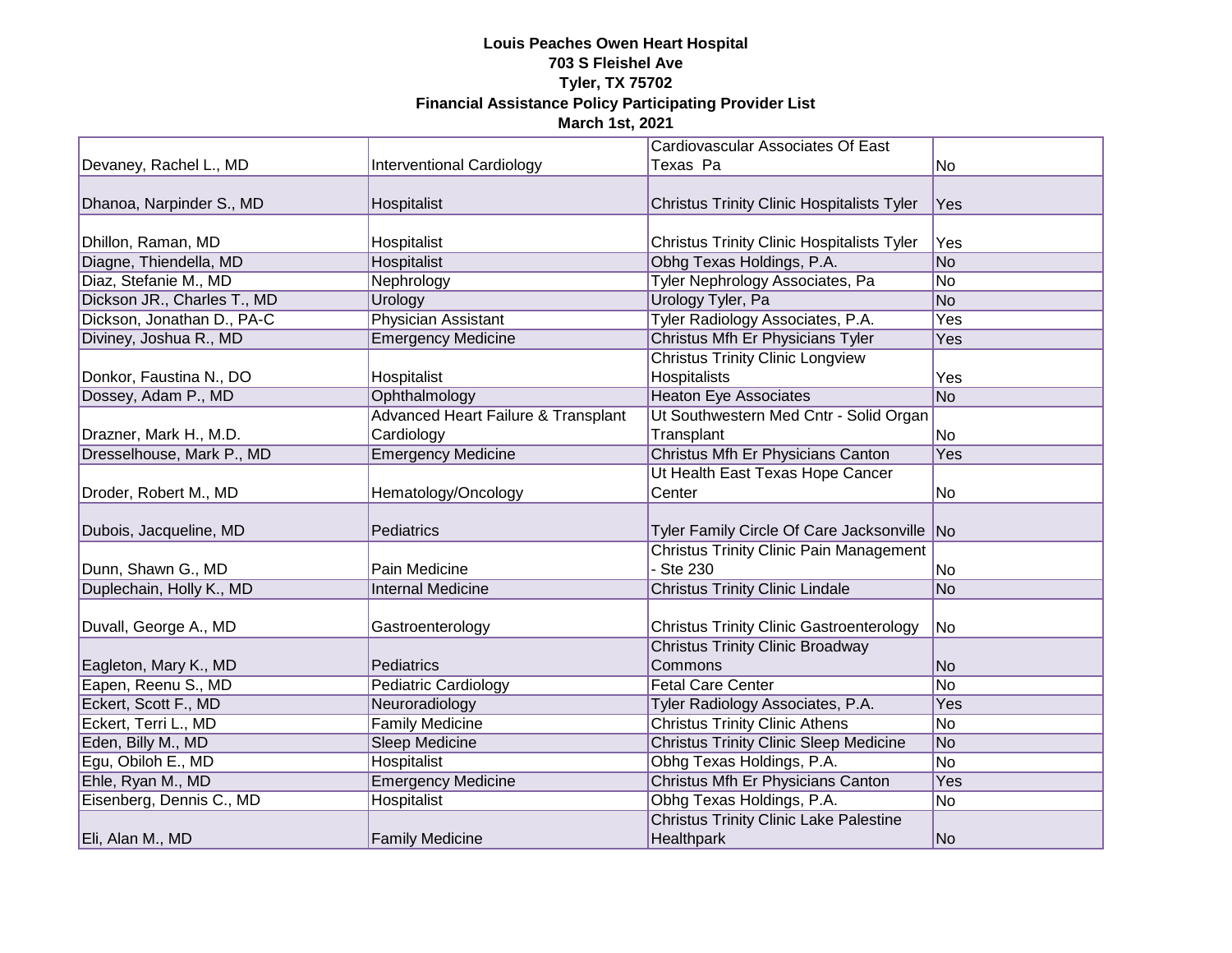**Louis Peaches Owen Heart Hospital**
**703 S Fleishel Ave**
**Tyler, TX 75702**
**Financial Assistance Policy Participating Provider List**
**March 1st, 2021**

| | | | |
|---|---|---|---|
| Devaney, Rachel L., MD | Interventional Cardiology | Cardiovascular Associates Of East Texas Pa | No |
| Dhanoa, Narpinder S., MD | Hospitalist | Christus Trinity Clinic Hospitalists Tyler | Yes |
| Dhillon, Raman, MD | Hospitalist | Christus Trinity Clinic Hospitalists Tyler | Yes |
| Diagne, Thiendella, MD | Hospitalist | Obhg Texas Holdings, P.A. | No |
| Diaz, Stefanie M., MD | Nephrology | Tyler Nephrology Associates, Pa | No |
| Dickson JR., Charles T., MD | Urology | Urology Tyler, Pa | No |
| Dickson, Jonathan D., PA-C | Physician Assistant | Tyler Radiology Associates, P.A. | Yes |
| Diviney, Joshua R., MD | Emergency Medicine | Christus Mfh Er Physicians Tyler | Yes |
| Donkor, Faustina N., DO | Hospitalist | Christus Trinity Clinic Longview Hospitalists | Yes |
| Dossey, Adam P., MD | Ophthalmology | Heaton Eye Associates | No |
| Drazner, Mark H., M.D. | Advanced Heart Failure & Transplant Cardiology | Ut Southwestern Med Cntr - Solid Organ Transplant | No |
| Dresselhouse, Mark P., MD | Emergency Medicine | Christus Mfh Er Physicians Canton | Yes |
| Droder, Robert M., MD | Hematology/Oncology | Ut Health East Texas Hope Cancer Center | No |
| Dubois, Jacqueline, MD | Pediatrics | Tyler Family Circle Of Care Jacksonville | No |
| Dunn, Shawn G., MD | Pain Medicine | Christus Trinity Clinic Pain Management - Ste 230 | No |
| Duplechain, Holly K., MD | Internal Medicine | Christus Trinity Clinic Lindale | No |
| Duvall, George A., MD | Gastroenterology | Christus Trinity Clinic Gastroenterology | No |
| Eagleton, Mary K., MD | Pediatrics | Christus Trinity Clinic Broadway Commons | No |
| Eapen, Reenu S., MD | Pediatric Cardiology | Fetal Care Center | No |
| Eckert, Scott F., MD | Neuroradiology | Tyler Radiology Associates, P.A. | Yes |
| Eckert, Terri L., MD | Family Medicine | Christus Trinity Clinic Athens | No |
| Eden, Billy M., MD | Sleep Medicine | Christus Trinity Clinic Sleep Medicine | No |
| Egu, Obiloh E., MD | Hospitalist | Obhg Texas Holdings, P.A. | No |
| Ehle, Ryan M., MD | Emergency Medicine | Christus Mfh Er Physicians Canton | Yes |
| Eisenberg, Dennis C., MD | Hospitalist | Obhg Texas Holdings, P.A. | No |
| Eli, Alan M., MD | Family Medicine | Christus Trinity Clinic Lake Palestine Healthpark | No |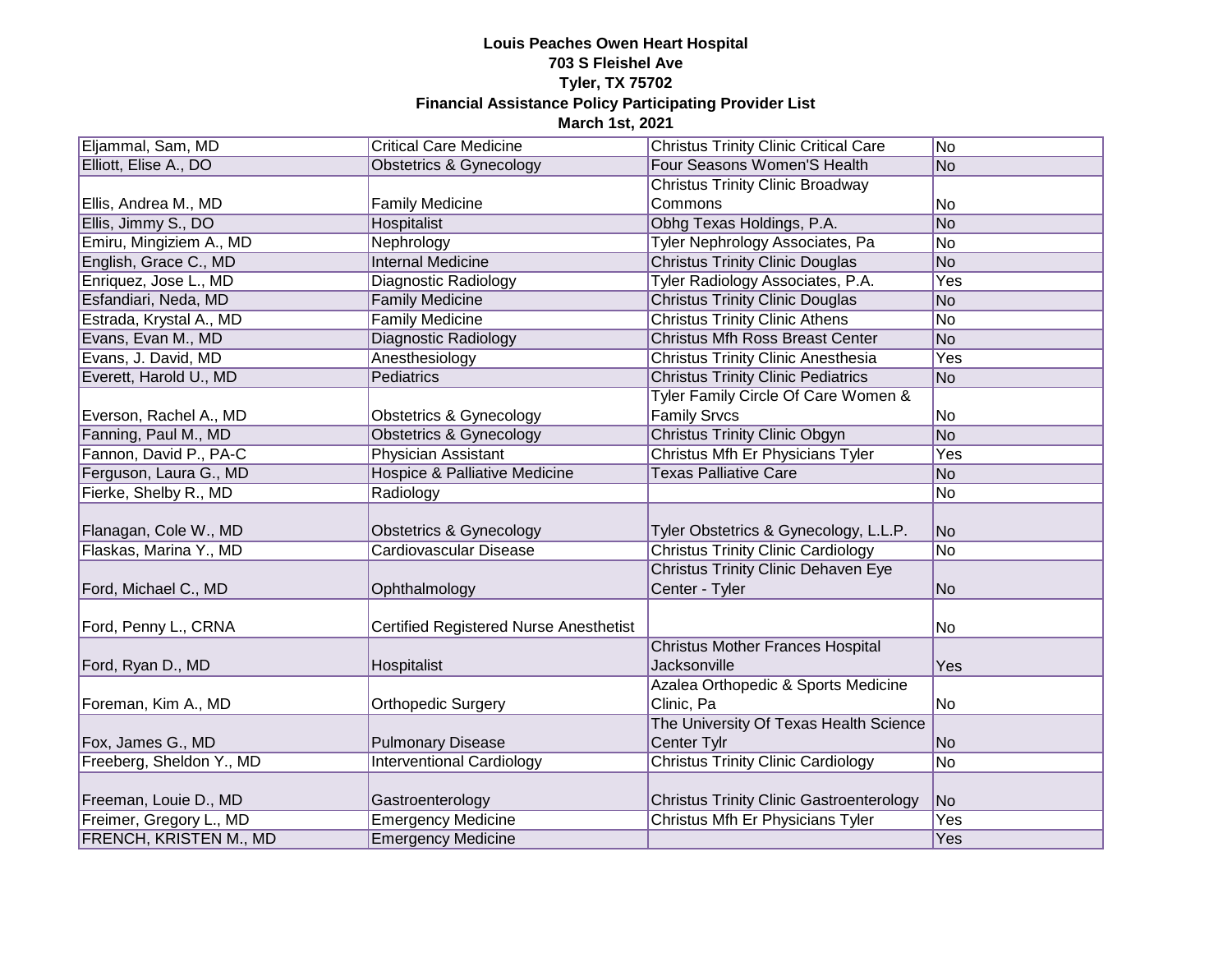**Louis Peaches Owen Heart Hospital**
**703 S Fleishel Ave**
**Tyler, TX 75702**
**Financial Assistance Policy Participating Provider List**
**March 1st, 2021**

| | | | |
|---|---|---|---|
| Eljammal, Sam, MD | Critical Care Medicine | Christus Trinity Clinic Critical Care | No |
| Elliott, Elise A., DO | Obstetrics & Gynecology | Four Seasons Women'S Health | No |
| Ellis, Andrea M., MD | Family Medicine | Christus Trinity Clinic Broadway Commons | No |
| Ellis, Jimmy S., DO | Hospitalist | Obhg Texas Holdings, P.A. | No |
| Emiru, Mingiziem A., MD | Nephrology | Tyler Nephrology Associates, Pa | No |
| English, Grace C., MD | Internal Medicine | Christus Trinity Clinic Douglas | No |
| Enriquez, Jose L., MD | Diagnostic Radiology | Tyler Radiology Associates, P.A. | Yes |
| Esfandiari, Neda, MD | Family Medicine | Christus Trinity Clinic Douglas | No |
| Estrada, Krystal A., MD | Family Medicine | Christus Trinity Clinic Athens | No |
| Evans, Evan M., MD | Diagnostic Radiology | Christus Mfh Ross Breast Center | No |
| Evans, J. David, MD | Anesthesiology | Christus Trinity Clinic Anesthesia | Yes |
| Everett, Harold U., MD | Pediatrics | Christus Trinity Clinic Pediatrics | No |
| Everson, Rachel A., MD | Obstetrics & Gynecology | Tyler Family Circle Of Care Women & Family Srvcs | No |
| Fanning, Paul M., MD | Obstetrics & Gynecology | Christus Trinity Clinic Obgyn | No |
| Fannon, David P., PA-C | Physician Assistant | Christus Mfh Er Physicians Tyler | Yes |
| Ferguson, Laura G., MD | Hospice & Palliative Medicine | Texas Palliative Care | No |
| Fierke, Shelby R., MD | Radiology | | No |
| Flanagan, Cole W., MD | Obstetrics & Gynecology | Tyler Obstetrics & Gynecology, L.L.P. | No |
| Flaskas, Marina Y., MD | Cardiovascular Disease | Christus Trinity Clinic Cardiology | No |
| Ford, Michael C., MD | Ophthalmology | Christus Trinity Clinic Dehaven Eye Center - Tyler | No |
| Ford, Penny L., CRNA | Certified Registered Nurse Anesthetist | | No |
| Ford, Ryan D., MD | Hospitalist | Christus Mother Frances Hospital Jacksonville | Yes |
| Foreman, Kim A., MD | Orthopedic Surgery | Azalea Orthopedic & Sports Medicine Clinic, Pa | No |
| Fox, James G., MD | Pulmonary Disease | The University Of Texas Health Science Center Tylr | No |
| Freeberg, Sheldon Y., MD | Interventional Cardiology | Christus Trinity Clinic Cardiology | No |
| Freeman, Louie D., MD | Gastroenterology | Christus Trinity Clinic Gastroenterology | No |
| Freimer, Gregory L., MD | Emergency Medicine | Christus Mfh Er Physicians Tyler | Yes |
| FRENCH, KRISTEN M., MD | Emergency Medicine | | Yes |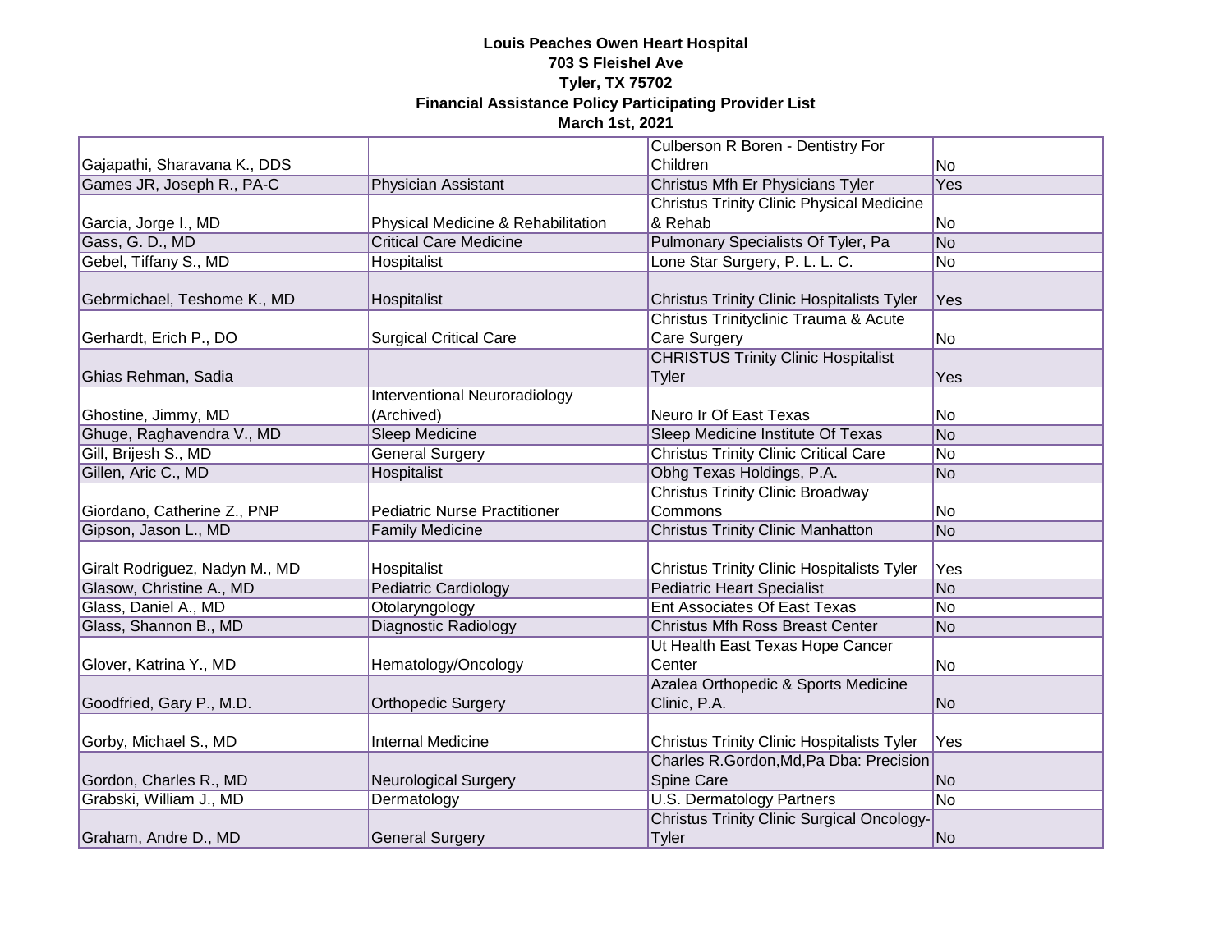**Louis Peaches Owen Heart Hospital**
**703 S Fleishel Ave**
**Tyler, TX 75702**
**Financial Assistance Policy Participating Provider List**
**March 1st, 2021**

| | | | |
|---|---|---|---|
| Gajapathi, Sharavana K., DDS | | Culberson R Boren - Dentistry For Children | No |
| Games JR, Joseph R., PA-C | Physician Assistant | Christus Mfh Er Physicians Tyler | Yes |
| Garcia, Jorge I., MD | Physical Medicine & Rehabilitation | Christus Trinity Clinic Physical Medicine & Rehab | No |
| Gass, G. D., MD | Critical Care Medicine | Pulmonary Specialists Of Tyler, Pa | No |
| Gebel, Tiffany S., MD | Hospitalist | Lone Star Surgery, P. L. L. C. | No |
| Gebrmichael, Teshome K., MD | Hospitalist | Christus Trinity Clinic Hospitalists Tyler | Yes |
| Gerhardt, Erich P., DO | Surgical Critical Care | Christus Trinityclinic Trauma & Acute Care Surgery | No |
| Ghias Rehman, Sadia | | CHRISTUS Trinity Clinic Hospitalist Tyler | Yes |
| Ghostine, Jimmy, MD | Interventional Neuroradiology (Archived) | Neuro Ir Of East Texas | No |
| Ghuge, Raghavendra V., MD | Sleep Medicine | Sleep Medicine Institute Of Texas | No |
| Gill, Brijesh S., MD | General Surgery | Christus Trinity Clinic Critical Care | No |
| Gillen, Aric C., MD | Hospitalist | Obhg Texas Holdings, P.A. | No |
| Giordano, Catherine Z., PNP | Pediatric Nurse Practitioner | Christus Trinity Clinic Broadway Commons | No |
| Gipson, Jason L., MD | Family Medicine | Christus Trinity Clinic Manhatton | No |
| Giralt Rodriguez, Nadyn M., MD | Hospitalist | Christus Trinity Clinic Hospitalists Tyler | Yes |
| Glasow, Christine A., MD | Pediatric Cardiology | Pediatric Heart Specialist | No |
| Glass, Daniel A., MD | Otolaryngology | Ent Associates Of East Texas | No |
| Glass, Shannon B., MD | Diagnostic Radiology | Christus Mfh Ross Breast Center | No |
| Glover, Katrina Y., MD | Hematology/Oncology | Ut Health East Texas Hope Cancer Center | No |
| Goodfried, Gary P., M.D. | Orthopedic Surgery | Azalea Orthopedic & Sports Medicine Clinic, P.A. | No |
| Gorby, Michael S., MD | Internal Medicine | Christus Trinity Clinic Hospitalists Tyler | Yes |
| Gordon, Charles R., MD | Neurological Surgery | Charles R.Gordon,Md,Pa Dba: Precision Spine Care | No |
| Grabski, William J., MD | Dermatology | U.S. Dermatology Partners | No |
| Graham, Andre D., MD | General Surgery | Christus Trinity Clinic Surgical Oncology-Tyler | No |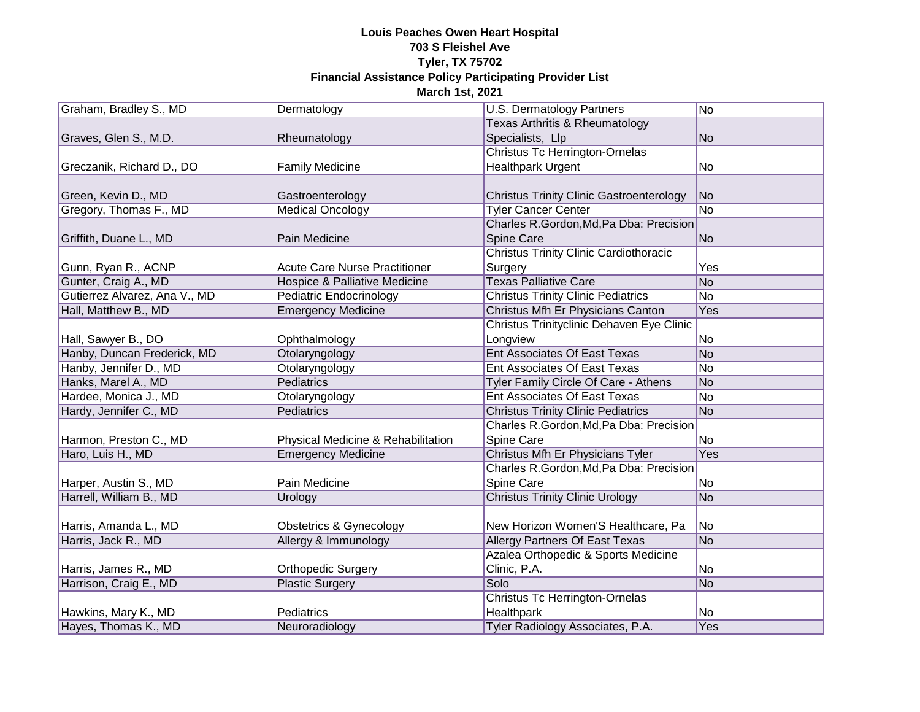**Louis Peaches Owen Heart Hospital**
**703 S Fleishel Ave**
**Tyler, TX 75702**
**Financial Assistance Policy Participating Provider List**
**March 1st, 2021**

| | | | |
|---|---|---|---|
| Graham, Bradley S., MD | Dermatology | U.S. Dermatology Partners | No |
| Graves, Glen S., M.D. | Rheumatology | Texas Arthritis & Rheumatology Specialists, Llp | No |
| Greczanik, Richard D., DO | Family Medicine | Christus Tc Herrington-Ornelas Healthpark Urgent | No |
| Green, Kevin D., MD | Gastroenterology | Christus Trinity Clinic Gastroenterology | No |
| Gregory, Thomas F., MD | Medical Oncology | Tyler Cancer Center | No |
| Griffith, Duane L., MD | Pain Medicine | Charles R.Gordon,Md,Pa Dba: Precision Spine Care | No |
| Gunn, Ryan R., ACNP | Acute Care Nurse Practitioner | Christus Trinity Clinic Cardiothoracic Surgery | Yes |
| Gunter, Craig A., MD | Hospice & Palliative Medicine | Texas Palliative Care | No |
| Gutierrez Alvarez, Ana V., MD | Pediatric Endocrinology | Christus Trinity Clinic Pediatrics | No |
| Hall, Matthew B., MD | Emergency Medicine | Christus Mfh Er Physicians Canton | Yes |
| Hall, Sawyer B., DO | Ophthalmology | Christus Trinityclinic Dehaven Eye Clinic Longview | No |
| Hanby, Duncan Frederick, MD | Otolaryngology | Ent Associates Of East Texas | No |
| Hanby, Jennifer D., MD | Otolaryngology | Ent Associates Of East Texas | No |
| Hanks, Marel A., MD | Pediatrics | Tyler Family Circle Of Care - Athens | No |
| Hardee, Monica J., MD | Otolaryngology | Ent Associates Of East Texas | No |
| Hardy, Jennifer C., MD | Pediatrics | Christus Trinity Clinic Pediatrics | No |
| Harmon, Preston C., MD | Physical Medicine & Rehabilitation | Charles R.Gordon,Md,Pa Dba: Precision Spine Care | No |
| Haro, Luis H., MD | Emergency Medicine | Christus Mfh Er Physicians Tyler | Yes |
| Harper, Austin S., MD | Pain Medicine | Charles R.Gordon,Md,Pa Dba: Precision Spine Care | No |
| Harrell, William B., MD | Urology | Christus Trinity Clinic Urology | No |
| Harris, Amanda L., MD | Obstetrics & Gynecology | New Horizon Women'S Healthcare, Pa | No |
| Harris, Jack R., MD | Allergy & Immunology | Allergy Partners Of East Texas | No |
| Harris, James R., MD | Orthopedic Surgery | Azalea Orthopedic & Sports Medicine Clinic, P.A. | No |
| Harrison, Craig E., MD | Plastic Surgery | Solo | No |
| Hawkins, Mary K., MD | Pediatrics | Christus Tc Herrington-Ornelas Healthpark | No |
| Hayes, Thomas K., MD | Neuroradiology | Tyler Radiology Associates, P.A. | Yes |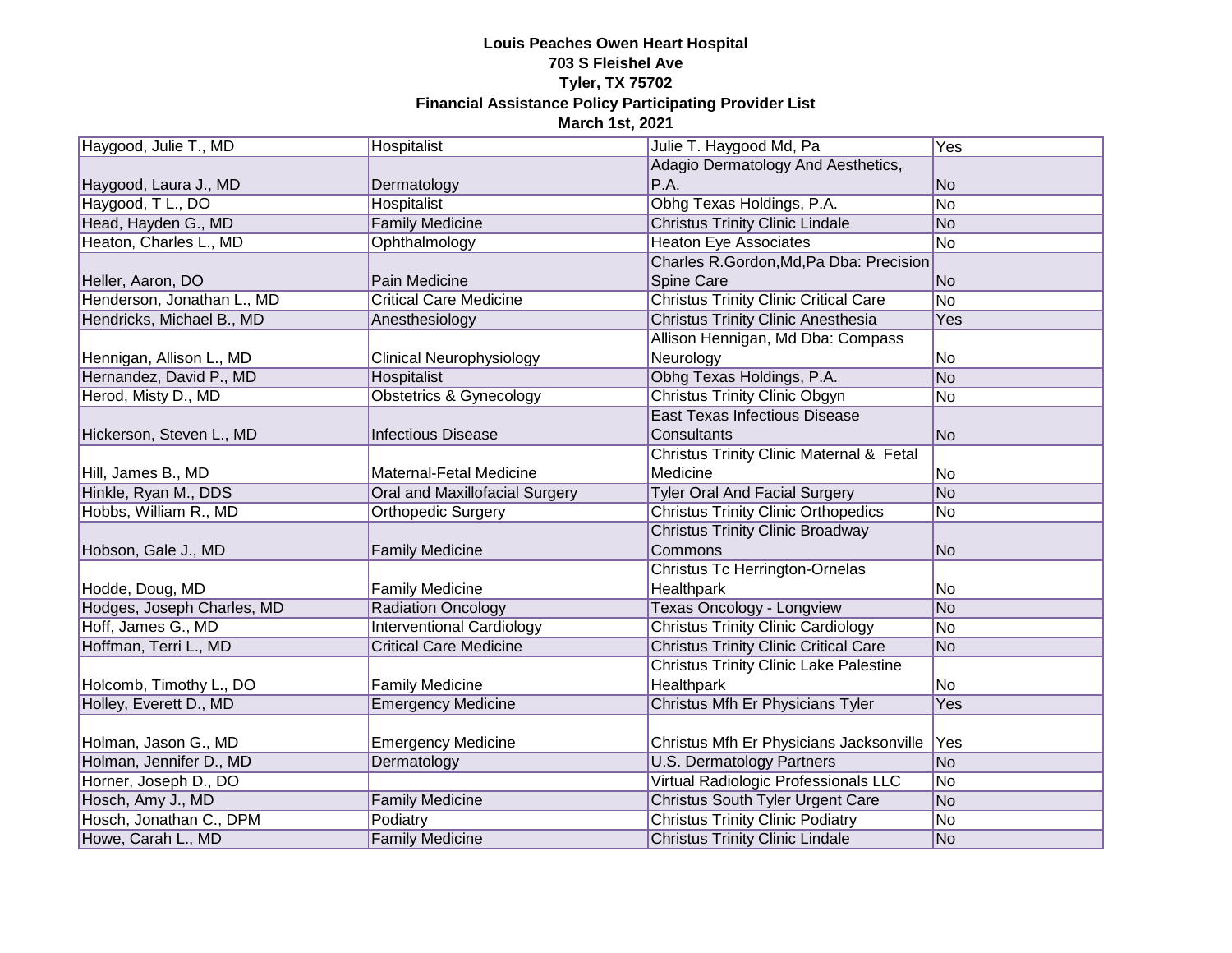**Louis Peaches Owen Heart Hospital**
**703 S Fleishel Ave**
**Tyler, TX 75702**
**Financial Assistance Policy Participating Provider List**
**March 1st, 2021**

| | | | |
|---|---|---|---|
| Haygood, Julie T., MD | Hospitalist | Julie T. Haygood Md, Pa | Yes |
| Haygood, Laura J., MD | Dermatology | Adagio Dermatology And Aesthetics, P.A. | No |
| Haygood, T L., DO | Hospitalist | Obhg Texas Holdings, P.A. | No |
| Head, Hayden G., MD | Family Medicine | Christus Trinity Clinic Lindale | No |
| Heaton, Charles L., MD | Ophthalmology | Heaton Eye Associates | No |
| Heller, Aaron, DO | Pain Medicine | Charles R.Gordon,Md,Pa Dba: Precision Spine Care | No |
| Henderson, Jonathan L., MD | Critical Care Medicine | Christus Trinity Clinic Critical Care | No |
| Hendricks, Michael B., MD | Anesthesiology | Christus Trinity Clinic Anesthesia | Yes |
| Hennigan, Allison L., MD | Clinical Neurophysiology | Allison Hennigan, Md Dba: Compass Neurology | No |
| Hernandez, David P., MD | Hospitalist | Obhg Texas Holdings, P.A. | No |
| Herod, Misty D., MD | Obstetrics & Gynecology | Christus Trinity Clinic Obgyn | No |
| Hickerson, Steven L., MD | Infectious Disease | East Texas Infectious Disease Consultants | No |
| Hill, James B., MD | Maternal-Fetal Medicine | Christus Trinity Clinic Maternal & Fetal Medicine | No |
| Hinkle, Ryan M., DDS | Oral and Maxillofacial Surgery | Tyler Oral And Facial Surgery | No |
| Hobbs, William R., MD | Orthopedic Surgery | Christus Trinity Clinic Orthopedics | No |
| Hobson, Gale J., MD | Family Medicine | Christus Trinity Clinic Broadway Commons | No |
| Hodde, Doug, MD | Family Medicine | Christus Tc Herrington-Ornelas Healthpark | No |
| Hodges, Joseph Charles, MD | Radiation Oncology | Texas Oncology - Longview | No |
| Hoff, James G., MD | Interventional Cardiology | Christus Trinity Clinic Cardiology | No |
| Hoffman, Terri L., MD | Critical Care Medicine | Christus Trinity Clinic Critical Care | No |
| Holcomb, Timothy L., DO | Family Medicine | Christus Trinity Clinic Lake Palestine Healthpark | No |
| Holley, Everett D., MD | Emergency Medicine | Christus Mfh Er Physicians Tyler | Yes |
| Holman, Jason G., MD | Emergency Medicine | Christus Mfh Er Physicians Jacksonville | Yes |
| Holman, Jennifer D., MD | Dermatology | U.S. Dermatology Partners | No |
| Horner, Joseph D., DO | | Virtual Radiologic Professionals LLC | No |
| Hosch, Amy J., MD | Family Medicine | Christus South Tyler Urgent Care | No |
| Hosch, Jonathan C., DPM | Podiatry | Christus Trinity Clinic Podiatry | No |
| Howe, Carah L., MD | Family Medicine | Christus Trinity Clinic Lindale | No |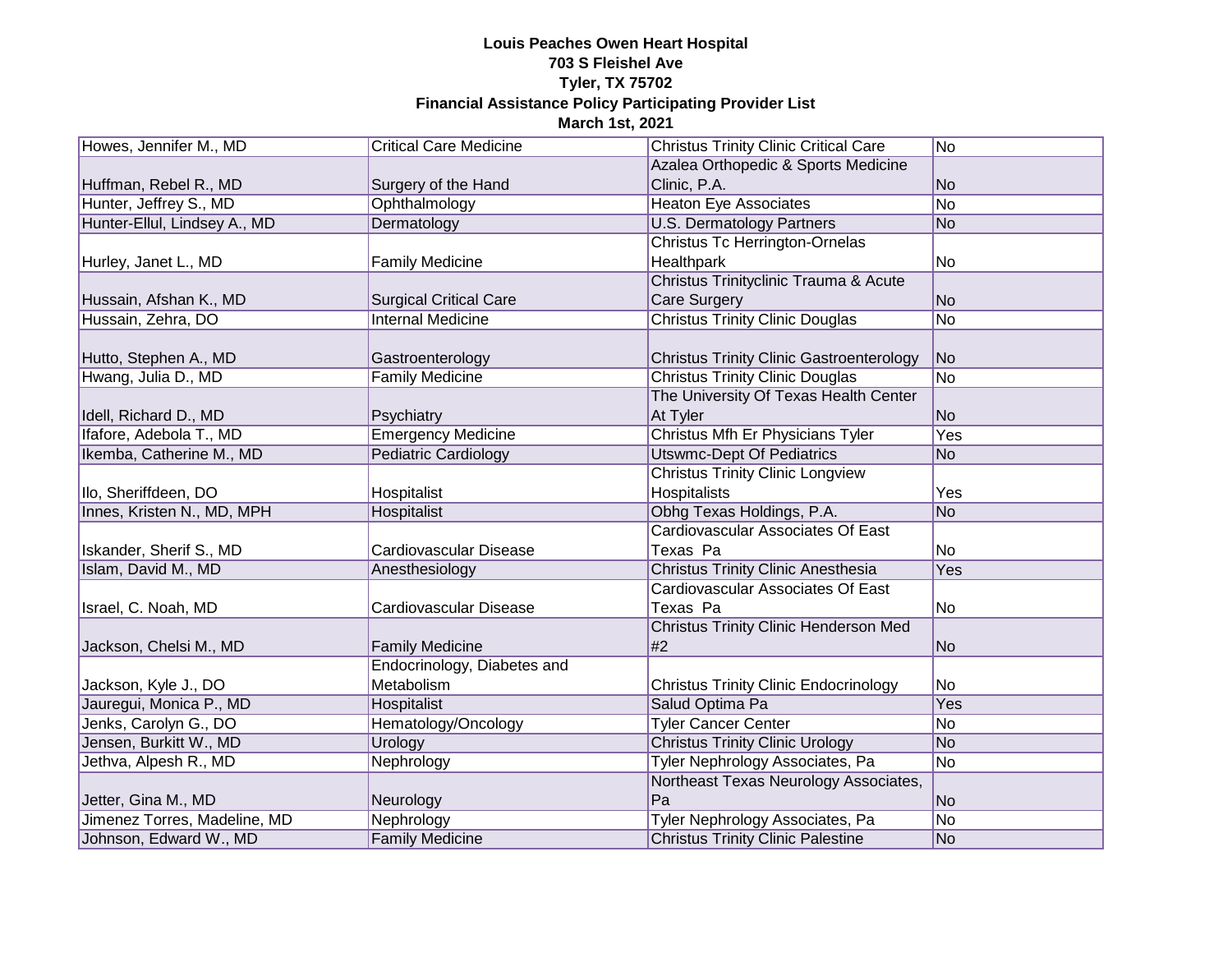**Louis Peaches Owen Heart Hospital**
**703 S Fleishel Ave**
**Tyler, TX 75702**
**Financial Assistance Policy Participating Provider List**
**March 1st, 2021**

| | | | |
|---|---|---|---|
| Howes, Jennifer M., MD | Critical Care Medicine | Christus Trinity Clinic Critical Care | No |
| Huffman, Rebel R., MD | Surgery of the Hand | Azalea Orthopedic & Sports Medicine Clinic, P.A. | No |
| Hunter, Jeffrey S., MD | Ophthalmology | Heaton Eye Associates | No |
| Hunter-Ellul, Lindsey A., MD | Dermatology | U.S. Dermatology Partners | No |
| Hurley, Janet L., MD | Family Medicine | Christus Tc Herrington-Ornelas Healthpark | No |
| Hussain, Afshan K., MD | Surgical Critical Care | Christus Trinityclinic Trauma & Acute Care Surgery | No |
| Hussain, Zehra, DO | Internal Medicine | Christus Trinity Clinic Douglas | No |
| Hutto, Stephen A., MD | Gastroenterology | Christus Trinity Clinic Gastroenterology | No |
| Hwang, Julia D., MD | Family Medicine | Christus Trinity Clinic Douglas | No |
| Idell, Richard D., MD | Psychiatry | The University Of Texas Health Center At Tyler | No |
| Ifafore, Adebola T., MD | Emergency Medicine | Christus Mfh Er Physicians Tyler | Yes |
| Ikemba, Catherine M., MD | Pediatric Cardiology | Utswmc-Dept Of Pediatrics | No |
| Ilo, Sheriffdeen, DO | Hospitalist | Christus Trinity Clinic Longview Hospitalists | Yes |
| Innes, Kristen N., MD, MPH | Hospitalist | Obhg Texas Holdings, P.A. | No |
| Iskander, Sherif S., MD | Cardiovascular Disease | Cardiovascular Associates Of East Texas Pa | No |
| Islam, David M., MD | Anesthesiology | Christus Trinity Clinic Anesthesia | Yes |
| Israel, C. Noah, MD | Cardiovascular Disease | Cardiovascular Associates Of East Texas Pa | No |
| Jackson, Chelsi M., MD | Family Medicine | Christus Trinity Clinic Henderson Med #2 | No |
| Jackson, Kyle J., DO | Endocrinology, Diabetes and Metabolism | Christus Trinity Clinic Endocrinology | No |
| Jauregui, Monica P., MD | Hospitalist | Salud Optima Pa | Yes |
| Jenks, Carolyn G., DO | Hematology/Oncology | Tyler Cancer Center | No |
| Jensen, Burkitt W., MD | Urology | Christus Trinity Clinic Urology | No |
| Jethva, Alpesh R., MD | Nephrology | Tyler Nephrology Associates, Pa | No |
| Jetter, Gina M., MD | Neurology | Northeast Texas Neurology Associates, Pa | No |
| Jimenez Torres, Madeline, MD | Nephrology | Tyler Nephrology Associates, Pa | No |
| Johnson, Edward W., MD | Family Medicine | Christus Trinity Clinic Palestine | No |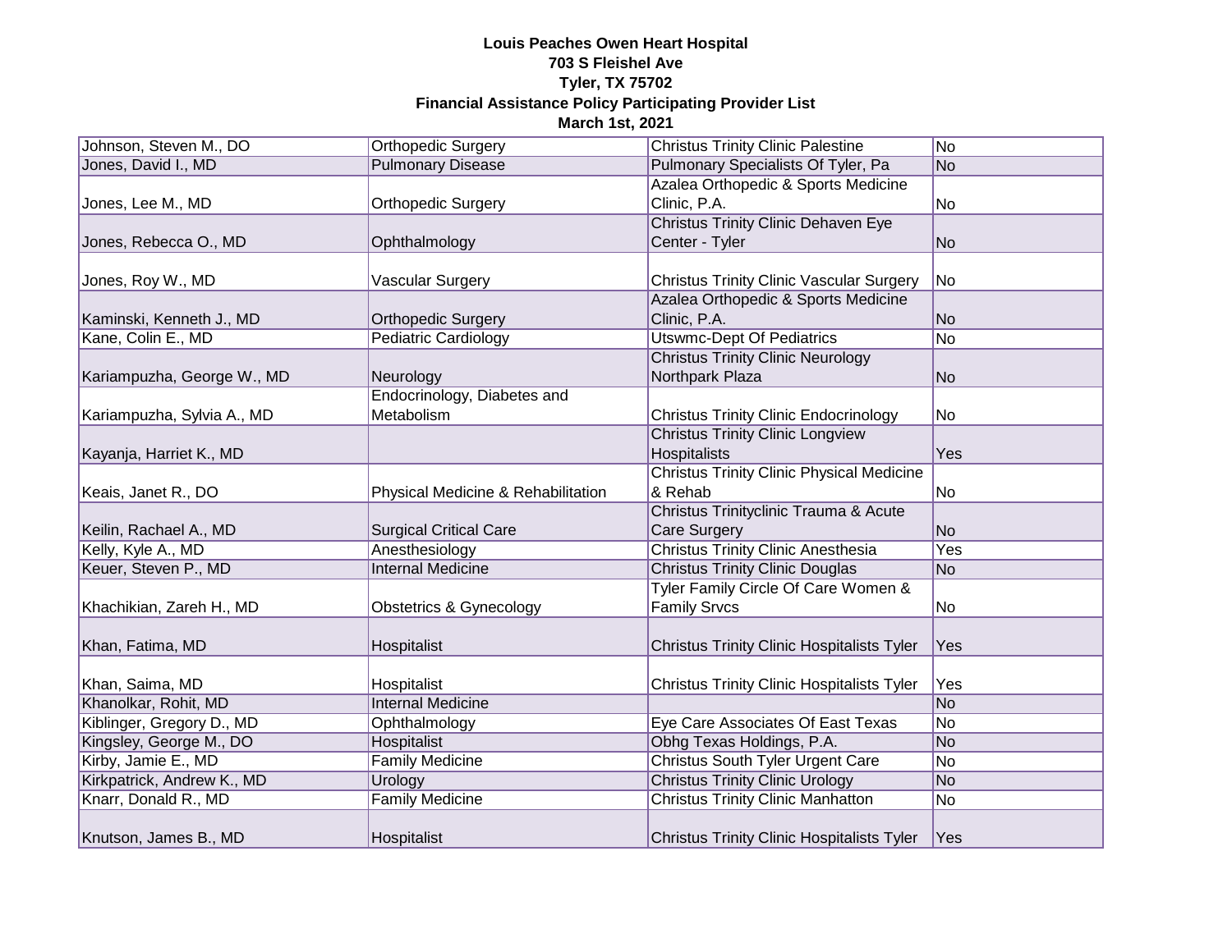**Louis Peaches Owen Heart Hospital**
**703 S Fleishel Ave**
**Tyler, TX 75702**
**Financial Assistance Policy Participating Provider List**
**March 1st, 2021**

| | | | |
|---|---|---|---|
| Johnson, Steven M., DO | Orthopedic Surgery | Christus Trinity Clinic Palestine | No |
| Jones, David I., MD | Pulmonary Disease | Pulmonary Specialists Of Tyler, Pa | No |
| Jones, Lee M., MD | Orthopedic Surgery | Azalea Orthopedic & Sports Medicine Clinic, P.A. | No |
| Jones, Rebecca O., MD | Ophthalmology | Christus Trinity Clinic Dehaven Eye Center - Tyler | No |
| Jones, Roy W., MD | Vascular Surgery | Christus Trinity Clinic Vascular Surgery | No |
| Kaminski, Kenneth J., MD | Orthopedic Surgery | Azalea Orthopedic & Sports Medicine Clinic, P.A. | No |
| Kane, Colin E., MD | Pediatric Cardiology | Utswmc-Dept Of Pediatrics | No |
| Kariampuzha, George W., MD | Neurology | Christus Trinity Clinic Neurology Northpark Plaza | No |
| Kariampuzha, Sylvia A., MD | Endocrinology, Diabetes and Metabolism | Christus Trinity Clinic Endocrinology | No |
| Kayanja, Harriet K., MD | | Christus Trinity Clinic Longview Hospitalists | Yes |
| Keais, Janet R., DO | Physical Medicine & Rehabilitation | Christus Trinity Clinic Physical Medicine & Rehab | No |
| Keilin, Rachael A., MD | Surgical Critical Care | Christus Trinityclinic Trauma & Acute Care Surgery | No |
| Kelly, Kyle A., MD | Anesthesiology | Christus Trinity Clinic Anesthesia | Yes |
| Keuer, Steven P., MD | Internal Medicine | Christus Trinity Clinic Douglas | No |
| Khachikian, Zareh H., MD | Obstetrics & Gynecology | Tyler Family Circle Of Care Women & Family Srvcs | No |
| Khan, Fatima, MD | Hospitalist | Christus Trinity Clinic Hospitalists Tyler | Yes |
| Khan, Saima, MD | Hospitalist | Christus Trinity Clinic Hospitalists Tyler | Yes |
| Khanolkar, Rohit, MD | Internal Medicine | | No |
| Kiblinger, Gregory D., MD | Ophthalmology | Eye Care Associates Of East Texas | No |
| Kingsley, George M., DO | Hospitalist | Obhg Texas Holdings, P.A. | No |
| Kirby, Jamie E., MD | Family Medicine | Christus South Tyler Urgent Care | No |
| Kirkpatrick, Andrew K., MD | Urology | Christus Trinity Clinic Urology | No |
| Knarr, Donald R., MD | Family Medicine | Christus Trinity Clinic Manhatton | No |
| Knutson, James B., MD | Hospitalist | Christus Trinity Clinic Hospitalists Tyler | Yes |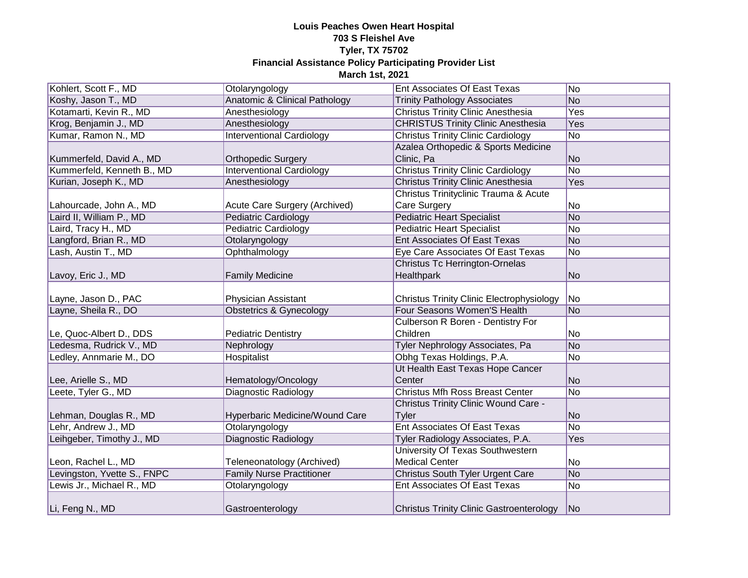**Louis Peaches Owen Heart Hospital**
**703 S Fleishel Ave**
**Tyler, TX 75702**
**Financial Assistance Policy Participating Provider List**
**March 1st, 2021**

| | | | |
|---|---|---|---|
| Kohlert, Scott F., MD | Otolaryngology | Ent Associates Of East Texas | No |
| Koshy, Jason T., MD | Anatomic & Clinical Pathology | Trinity Pathology Associates | No |
| Kotamarti, Kevin R., MD | Anesthesiology | Christus Trinity Clinic Anesthesia | Yes |
| Krog, Benjamin J., MD | Anesthesiology | CHRISTUS Trinity Clinic Anesthesia | Yes |
| Kumar, Ramon N., MD | Interventional Cardiology | Christus Trinity Clinic Cardiology | No |
| Kummerfeld, David A., MD | Orthopedic Surgery | Azalea Orthopedic & Sports Medicine Clinic, Pa | No |
| Kummerfeld, Kenneth B., MD | Interventional Cardiology | Christus Trinity Clinic Cardiology | No |
| Kurian, Joseph K., MD | Anesthesiology | Christus Trinity Clinic Anesthesia | Yes |
| Lahourcade, John A., MD | Acute Care Surgery (Archived) | Christus Trinityclinic Trauma & Acute Care Surgery | No |
| Laird II, William P., MD | Pediatric Cardiology | Pediatric Heart Specialist | No |
| Laird, Tracy H., MD | Pediatric Cardiology | Pediatric Heart Specialist | No |
| Langford, Brian R., MD | Otolaryngology | Ent Associates Of East Texas | No |
| Lash, Austin T., MD | Ophthalmology | Eye Care Associates Of East Texas | No |
| Lavoy, Eric J., MD | Family Medicine | Christus Tc Herrington-Ornelas Healthpark | No |
| Layne, Jason D., PAC | Physician Assistant | Christus Trinity Clinic Electrophysiology | No |
| Layne, Sheila R., DO | Obstetrics & Gynecology | Four Seasons Women'S Health | No |
| Le, Quoc-Albert D., DDS | Pediatric Dentistry | Culberson R Boren - Dentistry For Children | No |
| Ledesma, Rudrick V., MD | Nephrology | Tyler Nephrology Associates, Pa | No |
| Ledley, Annmarie M., DO | Hospitalist | Obhg Texas Holdings, P.A. | No |
| Lee, Arielle S., MD | Hematology/Oncology | Ut Health East Texas Hope Cancer Center | No |
| Leete, Tyler G., MD | Diagnostic Radiology | Christus Mfh Ross Breast Center | No |
| Lehman, Douglas R., MD | Hyperbaric Medicine/Wound Care | Christus Trinity Clinic Wound Care - Tyler | No |
| Lehr, Andrew J., MD | Otolaryngology | Ent Associates Of East Texas | No |
| Leihgeber, Timothy J., MD | Diagnostic Radiology | Tyler Radiology Associates, P.A. | Yes |
| Leon, Rachel L., MD | Teleneonatology (Archived) | University Of Texas Southwestern Medical Center | No |
| Levingston, Yvette S., FNPC | Family Nurse Practitioner | Christus South Tyler Urgent Care | No |
| Lewis Jr., Michael R., MD | Otolaryngology | Ent Associates Of East Texas | No |
| Li, Feng N., MD | Gastroenterology | Christus Trinity Clinic Gastroenterology | No |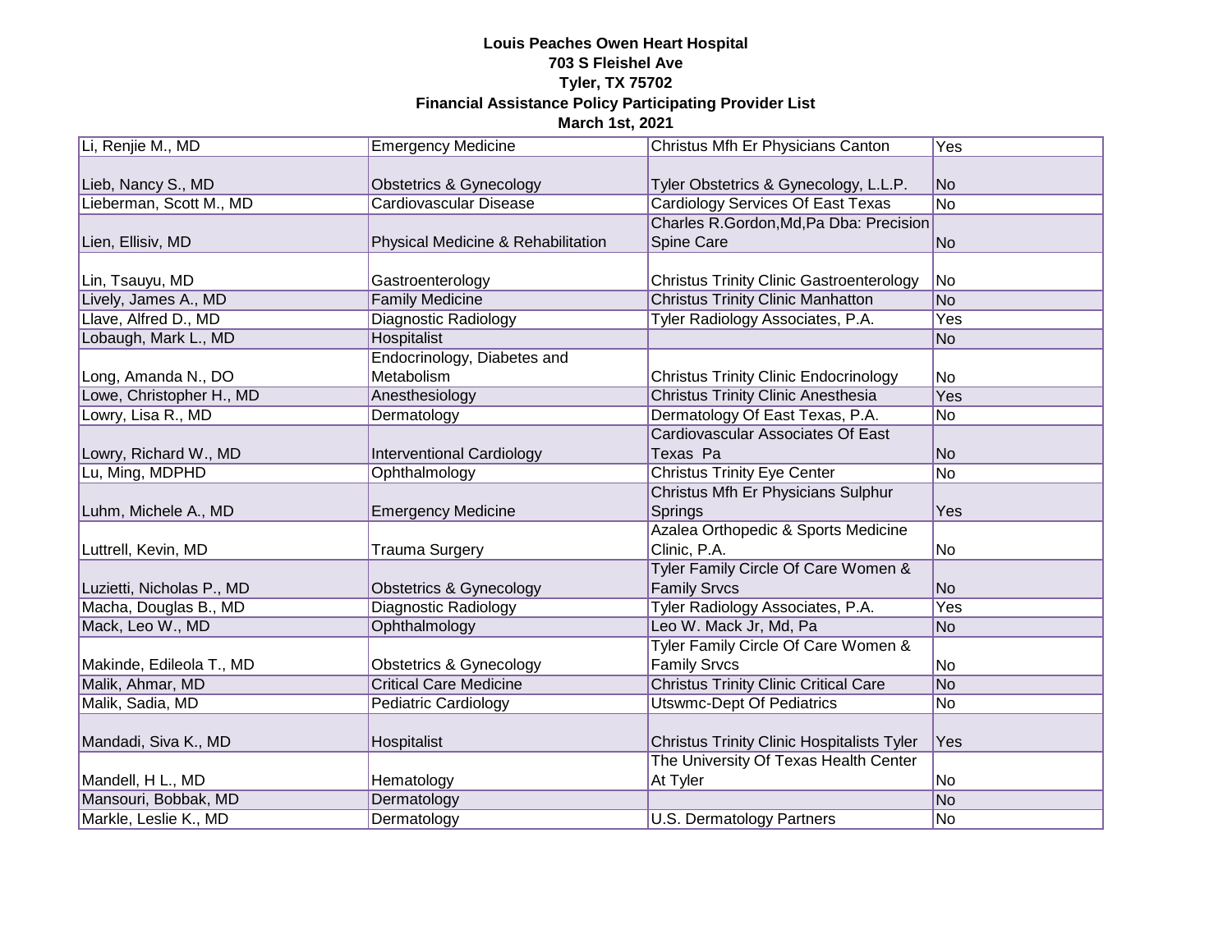**Louis Peaches Owen Heart Hospital**
**703 S Fleishel Ave**
**Tyler, TX 75702**
**Financial Assistance Policy Participating Provider List**
**March 1st, 2021**

| | | | |
|---|---|---|---|
| Li, Renjie M., MD | Emergency Medicine | Christus Mfh Er Physicians Canton | Yes |
| Lieb, Nancy S., MD | Obstetrics & Gynecology | Tyler Obstetrics & Gynecology, L.L.P. | No |
| Lieberman, Scott M., MD | Cardiovascular Disease | Cardiology Services Of East Texas | No |
| Lien, Ellisiv, MD | Physical Medicine & Rehabilitation | Charles R.Gordon,Md,Pa Dba: Precision Spine Care | No |
| Lin, Tsauyu, MD | Gastroenterology | Christus Trinity Clinic Gastroenterology | No |
| Lively, James A., MD | Family Medicine | Christus Trinity Clinic Manhatton | No |
| Llave, Alfred D., MD | Diagnostic Radiology | Tyler Radiology Associates, P.A. | Yes |
| Lobaugh, Mark L., MD | Hospitalist | | No |
| Long, Amanda N., DO | Endocrinology, Diabetes and Metabolism | Christus Trinity Clinic Endocrinology | No |
| Lowe, Christopher H., MD | Anesthesiology | Christus Trinity Clinic Anesthesia | Yes |
| Lowry, Lisa R., MD | Dermatology | Dermatology Of East Texas, P.A. | No |
| Lowry, Richard W., MD | Interventional Cardiology | Cardiovascular Associates Of East Texas Pa | No |
| Lu, Ming, MDPHD | Ophthalmology | Christus Trinity Eye Center | No |
| Luhm, Michele A., MD | Emergency Medicine | Christus Mfh Er Physicians Sulphur Springs | Yes |
| Luttrell, Kevin, MD | Trauma Surgery | Azalea Orthopedic & Sports Medicine Clinic, P.A. | No |
| Luzietti, Nicholas P., MD | Obstetrics & Gynecology | Tyler Family Circle Of Care Women & Family Srvcs | No |
| Macha, Douglas B., MD | Diagnostic Radiology | Tyler Radiology Associates, P.A. | Yes |
| Mack, Leo W., MD | Ophthalmology | Leo W. Mack Jr, Md, Pa | No |
| Makinde, Edileola T., MD | Obstetrics & Gynecology | Tyler Family Circle Of Care Women & Family Srvcs | No |
| Malik, Ahmar, MD | Critical Care Medicine | Christus Trinity Clinic Critical Care | No |
| Malik, Sadia, MD | Pediatric Cardiology | Utswmc-Dept Of Pediatrics | No |
| Mandadi, Siva K., MD | Hospitalist | Christus Trinity Clinic Hospitalists Tyler | Yes |
| Mandell, H L., MD | Hematology | The University Of Texas Health Center At Tyler | No |
| Mansouri, Bobbak, MD | Dermatology | | No |
| Markle, Leslie K., MD | Dermatology | U.S. Dermatology Partners | No |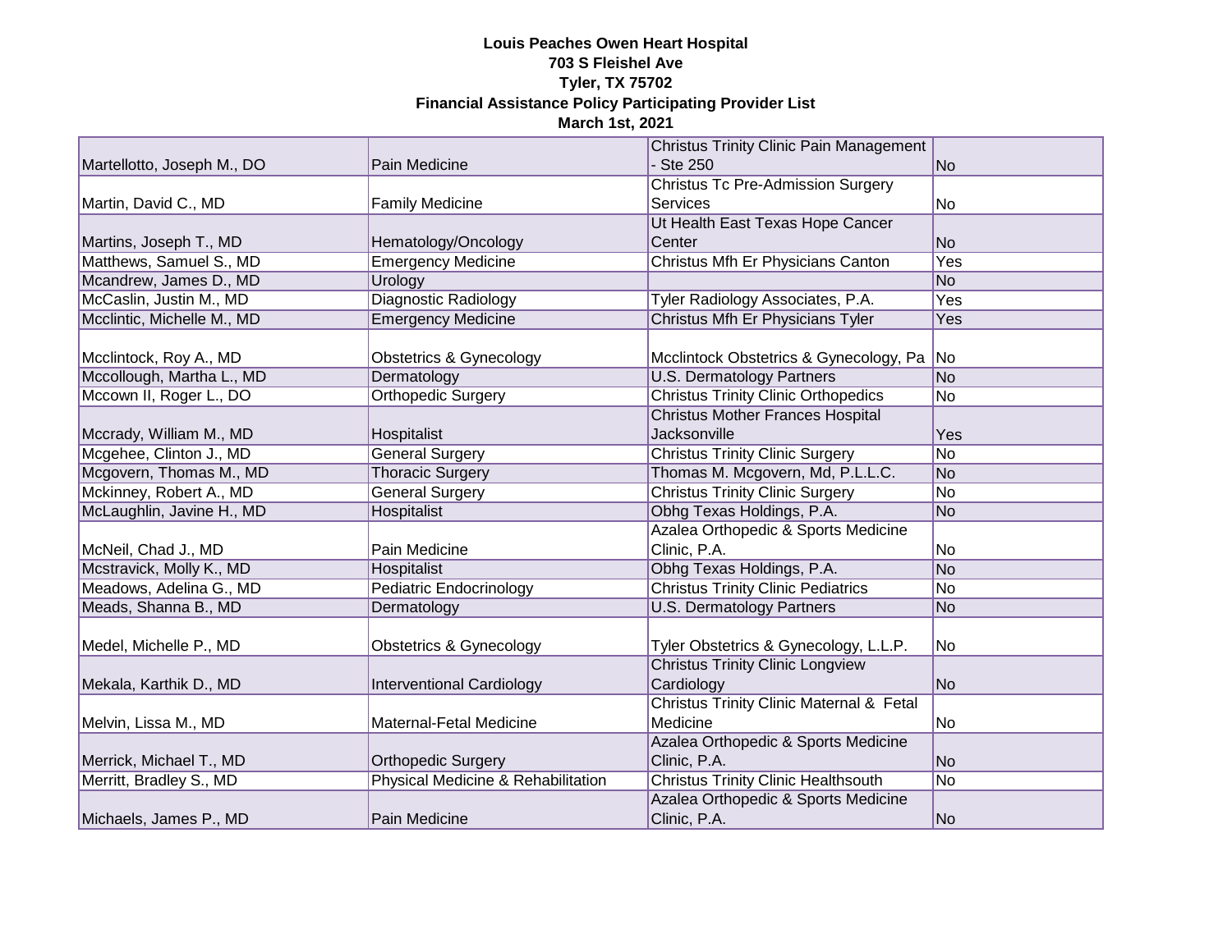**Louis Peaches Owen Heart Hospital**
**703 S Fleishel Ave**
**Tyler, TX 75702**
**Financial Assistance Policy Participating Provider List**
**March 1st, 2021**

| | | | |
|---|---|---|---|
| Martellotto, Joseph M., DO | Pain Medicine | Christus Trinity Clinic Pain Management - Ste 250 | No |
| Martin, David C., MD | Family Medicine | Christus Tc Pre-Admission Surgery Services | No |
| Martins, Joseph T., MD | Hematology/Oncology | Ut Health East Texas Hope Cancer Center | No |
| Matthews, Samuel S., MD | Emergency Medicine | Christus Mfh Er Physicians Canton | Yes |
| Mcandrew, James D., MD | Urology | | No |
| McCaslin, Justin M., MD | Diagnostic Radiology | Tyler Radiology Associates, P.A. | Yes |
| Mcclintic, Michelle M., MD | Emergency Medicine | Christus Mfh Er Physicians Tyler | Yes |
| Mcclintock, Roy A., MD | Obstetrics & Gynecology | Mcclintock Obstetrics & Gynecology, Pa | No |
| Mccollough, Martha L., MD | Dermatology | U.S. Dermatology Partners | No |
| Mccown II, Roger L., DO | Orthopedic Surgery | Christus Trinity Clinic Orthopedics | No |
| Mccrady, William M., MD | Hospitalist | Christus Mother Frances Hospital Jacksonville | Yes |
| Mcgehee, Clinton J., MD | General Surgery | Christus Trinity Clinic Surgery | No |
| Mcgovern, Thomas M., MD | Thoracic Surgery | Thomas M. Mcgovern, Md, P.L.L.C. | No |
| Mckinney, Robert A., MD | General Surgery | Christus Trinity Clinic Surgery | No |
| McLaughlin, Javine H., MD | Hospitalist | Obhg Texas Holdings, P.A. | No |
| McNeil, Chad J., MD | Pain Medicine | Azalea Orthopedic & Sports Medicine Clinic, P.A. | No |
| Mcstravick, Molly K., MD | Hospitalist | Obhg Texas Holdings, P.A. | No |
| Meadows, Adelina G., MD | Pediatric Endocrinology | Christus Trinity Clinic Pediatrics | No |
| Meads, Shanna B., MD | Dermatology | U.S. Dermatology Partners | No |
| Medel, Michelle P., MD | Obstetrics & Gynecology | Tyler Obstetrics & Gynecology, L.L.P. | No |
| Mekala, Karthik D., MD | Interventional Cardiology | Christus Trinity Clinic Longview Cardiology | No |
| Melvin, Lissa M., MD | Maternal-Fetal Medicine | Christus Trinity Clinic Maternal & Fetal Medicine | No |
| Merrick, Michael T., MD | Orthopedic Surgery | Azalea Orthopedic & Sports Medicine Clinic, P.A. | No |
| Merritt, Bradley S., MD | Physical Medicine & Rehabilitation | Christus Trinity Clinic Healthsouth | No |
| Michaels, James P., MD | Pain Medicine | Azalea Orthopedic & Sports Medicine Clinic, P.A. | No |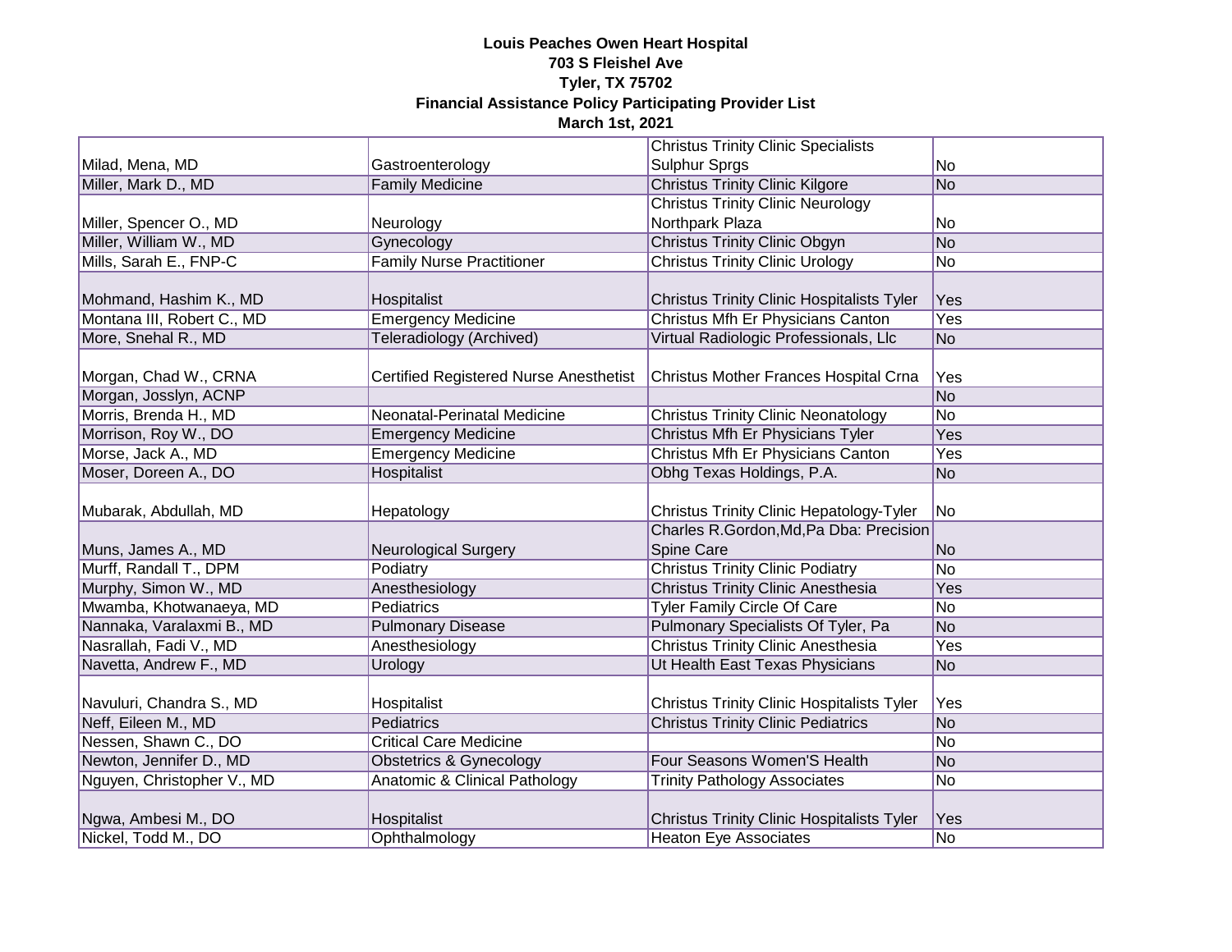**Louis Peaches Owen Heart Hospital**
**703 S Fleishel Ave**
**Tyler, TX 75702**
**Financial Assistance Policy Participating Provider List**
**March 1st, 2021**

| | | | |
|---|---|---|---|
| Milad, Mena, MD | Gastroenterology | Christus Trinity Clinic Specialists Sulphur Sprgs | No |
| Miller, Mark D., MD | Family Medicine | Christus Trinity Clinic Kilgore | No |
| Miller, Spencer O., MD | Neurology | Christus Trinity Clinic Neurology Northpark Plaza | No |
| Miller, William W., MD | Gynecology | Christus Trinity Clinic Obgyn | No |
| Mills, Sarah E., FNP-C | Family Nurse Practitioner | Christus Trinity Clinic Urology | No |
| Mohmand, Hashim K., MD | Hospitalist | Christus Trinity Clinic Hospitalists Tyler | Yes |
| Montana III, Robert C., MD | Emergency Medicine | Christus Mfh Er Physicians Canton | Yes |
| More, Snehal R., MD | Teleradiology (Archived) | Virtual Radiologic Professionals, Llc | No |
| Morgan, Chad W., CRNA | Certified Registered Nurse Anesthetist | Christus Mother Frances Hospital Crna | Yes |
| Morgan, Josslyn, ACNP | | | No |
| Morris, Brenda H., MD | Neonatal-Perinatal Medicine | Christus Trinity Clinic Neonatology | No |
| Morrison, Roy W., DO | Emergency Medicine | Christus Mfh Er Physicians Tyler | Yes |
| Morse, Jack A., MD | Emergency Medicine | Christus Mfh Er Physicians Canton | Yes |
| Moser, Doreen A., DO | Hospitalist | Obhg Texas Holdings, P.A. | No |
| Mubarak, Abdullah, MD | Hepatology | Christus Trinity Clinic Hepatology-Tyler | No |
| Muns, James A., MD | Neurological Surgery | Charles R.Gordon,Md,Pa Dba: Precision Spine Care | No |
| Murff, Randall T., DPM | Podiatry | Christus Trinity Clinic Podiatry | No |
| Murphy, Simon W., MD | Anesthesiology | Christus Trinity Clinic Anesthesia | Yes |
| Mwamba, Khotwanaeya, MD | Pediatrics | Tyler Family Circle Of Care | No |
| Nannaka, Varalaxmi B., MD | Pulmonary Disease | Pulmonary Specialists Of Tyler, Pa | No |
| Nasrallah, Fadi V., MD | Anesthesiology | Christus Trinity Clinic Anesthesia | Yes |
| Navetta, Andrew F., MD | Urology | Ut Health East Texas Physicians | No |
| Navuluri, Chandra S., MD | Hospitalist | Christus Trinity Clinic Hospitalists Tyler | Yes |
| Neff, Eileen M., MD | Pediatrics | Christus Trinity Clinic Pediatrics | No |
| Nessen, Shawn C., DO | Critical Care Medicine | | No |
| Newton, Jennifer D., MD | Obstetrics & Gynecology | Four Seasons Women'S Health | No |
| Nguyen, Christopher V., MD | Anatomic & Clinical Pathology | Trinity Pathology Associates | No |
| Ngwa, Ambesi M., DO | Hospitalist | Christus Trinity Clinic Hospitalists Tyler | Yes |
| Nickel, Todd M., DO | Ophthalmology | Heaton Eye Associates | No |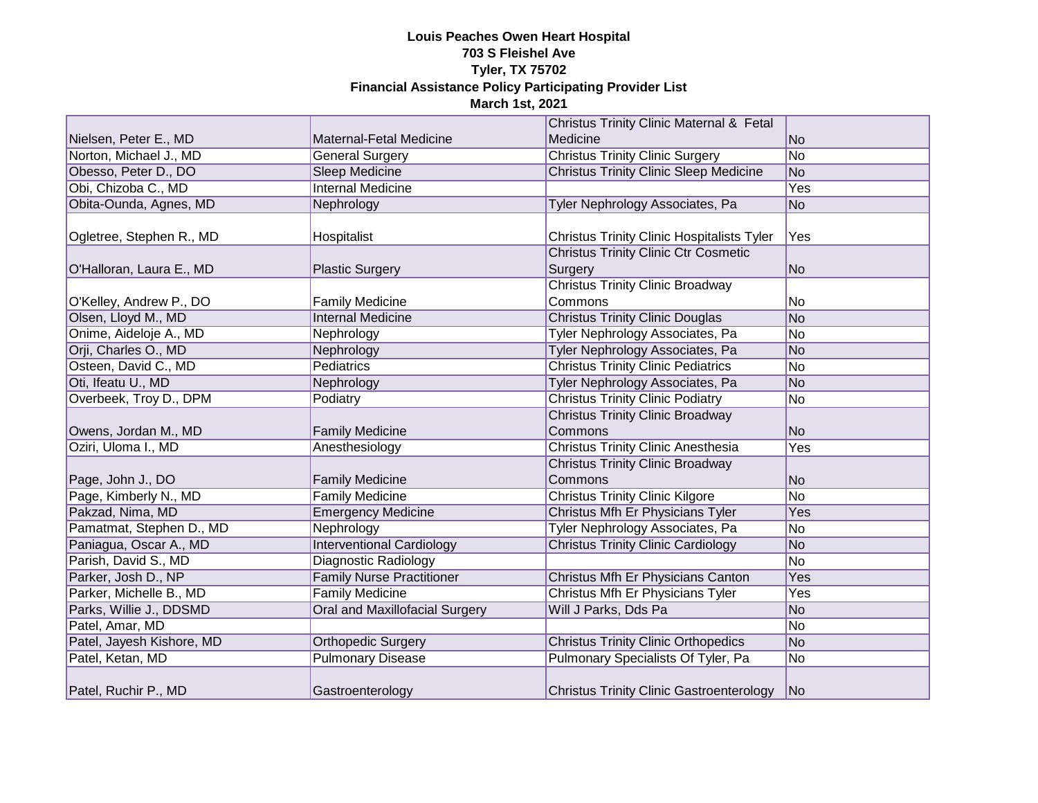**Louis Peaches Owen Heart Hospital**
**703 S Fleishel Ave**
**Tyler, TX 75702**
**Financial Assistance Policy Participating Provider List**
**March 1st, 2021**

| | | | |
|---|---|---|---|
| Nielsen, Peter E., MD | Maternal-Fetal Medicine | Christus Trinity Clinic Maternal & Fetal Medicine | No |
| Norton, Michael J., MD | General Surgery | Christus Trinity Clinic Surgery | No |
| Obesso, Peter D., DO | Sleep Medicine | Christus Trinity Clinic Sleep Medicine | No |
| Obi, Chizoba C., MD | Internal Medicine | | Yes |
| Obita-Ounda, Agnes, MD | Nephrology | Tyler Nephrology Associates, Pa | No |
| Ogletree, Stephen R., MD | Hospitalist | Christus Trinity Clinic Hospitalists Tyler | Yes |
| O'Halloran, Laura E., MD | Plastic Surgery | Christus Trinity Clinic Ctr Cosmetic Surgery | No |
| O'Kelley, Andrew P., DO | Family Medicine | Christus Trinity Clinic Broadway Commons | No |
| Olsen, Lloyd M., MD | Internal Medicine | Christus Trinity Clinic Douglas | No |
| Onime, Aideloje A., MD | Nephrology | Tyler Nephrology Associates, Pa | No |
| Orji, Charles O., MD | Nephrology | Tyler Nephrology Associates, Pa | No |
| Osteen, David C., MD | Pediatrics | Christus Trinity Clinic Pediatrics | No |
| Oti, Ifeatu U., MD | Nephrology | Tyler Nephrology Associates, Pa | No |
| Overbeek, Troy D., DPM | Podiatry | Christus Trinity Clinic Podiatry | No |
| Owens, Jordan M., MD | Family Medicine | Christus Trinity Clinic Broadway Commons | No |
| Oziri, Uloma I., MD | Anesthesiology | Christus Trinity Clinic Anesthesia | Yes |
| Page, John J., DO | Family Medicine | Christus Trinity Clinic Broadway Commons | No |
| Page, Kimberly N., MD | Family Medicine | Christus Trinity Clinic Kilgore | No |
| Pakzad, Nima, MD | Emergency Medicine | Christus Mfh Er Physicians Tyler | Yes |
| Pamatmat, Stephen D., MD | Nephrology | Tyler Nephrology Associates, Pa | No |
| Paniagua, Oscar A., MD | Interventional Cardiology | Christus Trinity Clinic Cardiology | No |
| Parish, David S., MD | Diagnostic Radiology | | No |
| Parker, Josh D., NP | Family Nurse Practitioner | Christus Mfh Er Physicians Canton | Yes |
| Parker, Michelle B., MD | Family Medicine | Christus Mfh Er Physicians Tyler | Yes |
| Parks, Willie J., DDSMD | Oral and Maxillofacial Surgery | Will J Parks, Dds Pa | No |
| Patel, Amar, MD | | | No |
| Patel, Jayesh Kishore, MD | Orthopedic Surgery | Christus Trinity Clinic Orthopedics | No |
| Patel, Ketan, MD | Pulmonary Disease | Pulmonary Specialists Of Tyler, Pa | No |
| Patel, Ruchir P., MD | Gastroenterology | Christus Trinity Clinic Gastroenterology | No |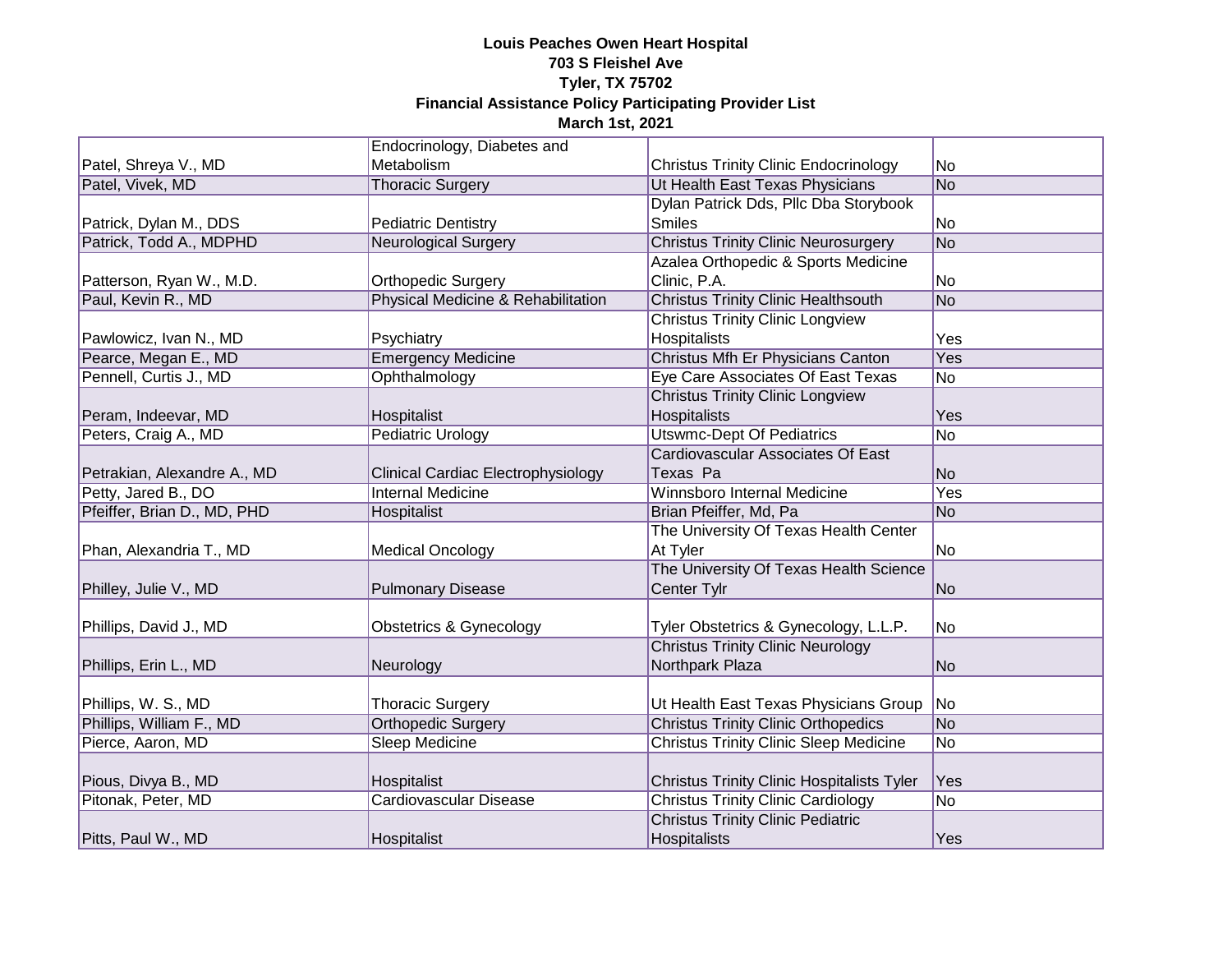**Louis Peaches Owen Heart Hospital**
**703 S Fleishel Ave**
**Tyler, TX 75702**
**Financial Assistance Policy Participating Provider List**
**March 1st, 2021**

| | | | |
|---|---|---|---|
| Patel, Shreya V., MD | Endocrinology, Diabetes and Metabolism | Christus Trinity Clinic Endocrinology | No |
| Patel, Vivek, MD | Thoracic Surgery | Ut Health East Texas Physicians | No |
| Patrick, Dylan M., DDS | Pediatric Dentistry | Dylan Patrick Dds, Pllc Dba Storybook Smiles | No |
| Patrick, Todd A., MDPHD | Neurological Surgery | Christus Trinity Clinic Neurosurgery | No |
| Patterson, Ryan W., M.D. | Orthopedic Surgery | Azalea Orthopedic & Sports Medicine Clinic, P.A. | No |
| Paul, Kevin R., MD | Physical Medicine & Rehabilitation | Christus Trinity Clinic Healthsouth | No |
| Pawlowicz, Ivan N., MD | Psychiatry | Christus Trinity Clinic Longview Hospitalists | Yes |
| Pearce, Megan E., MD | Emergency Medicine | Christus Mfh Er Physicians Canton | Yes |
| Pennell, Curtis J., MD | Ophthalmology | Eye Care Associates Of East Texas | No |
| Peram, Indeevar, MD | Hospitalist | Christus Trinity Clinic Longview Hospitalists | Yes |
| Peters, Craig A., MD | Pediatric Urology | Utswmc-Dept Of Pediatrics | No |
| Petrakian, Alexandre A., MD | Clinical Cardiac Electrophysiology | Cardiovascular Associates Of East Texas Pa | No |
| Petty, Jared B., DO | Internal Medicine | Winnsboro Internal Medicine | Yes |
| Pfeiffer, Brian D., MD, PHD | Hospitalist | Brian Pfeiffer, Md, Pa | No |
| Phan, Alexandria T., MD | Medical Oncology | The University Of Texas Health Center At Tyler | No |
| Philley, Julie V., MD | Pulmonary Disease | The University Of Texas Health Science Center Tylr | No |
| Phillips, David J., MD | Obstetrics & Gynecology | Tyler Obstetrics & Gynecology, L.L.P. | No |
| Phillips, Erin L., MD | Neurology | Christus Trinity Clinic Neurology Northpark Plaza | No |
| Phillips, W. S., MD | Thoracic Surgery | Ut Health East Texas Physicians Group | No |
| Phillips, William F., MD | Orthopedic Surgery | Christus Trinity Clinic Orthopedics | No |
| Pierce, Aaron, MD | Sleep Medicine | Christus Trinity Clinic Sleep Medicine | No |
| Pious, Divya B., MD | Hospitalist | Christus Trinity Clinic Hospitalists Tyler | Yes |
| Pitonak, Peter, MD | Cardiovascular Disease | Christus Trinity Clinic Cardiology | No |
| Pitts, Paul W., MD | Hospitalist | Christus Trinity Clinic Pediatric Hospitalists | Yes |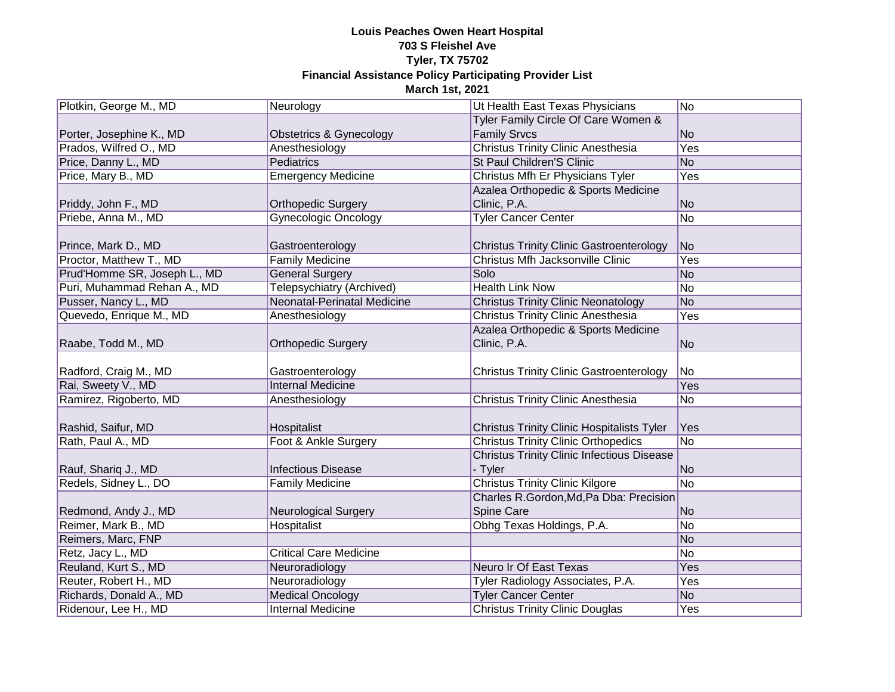**Louis Peaches Owen Heart Hospital**
**703 S Fleishel Ave**
**Tyler, TX 75702**
**Financial Assistance Policy Participating Provider List**
**March 1st, 2021**

| | | | |
|---|---|---|---|
| Plotkin, George M., MD | Neurology | Ut Health East Texas Physicians | No |
| Porter, Josephine K., MD | Obstetrics & Gynecology | Tyler Family Circle Of Care Women & Family Srvcs | No |
| Prados, Wilfred O., MD | Anesthesiology | Christus Trinity Clinic Anesthesia | Yes |
| Price, Danny L., MD | Pediatrics | St Paul Children'S Clinic | No |
| Price, Mary B., MD | Emergency Medicine | Christus Mfh Er Physicians Tyler | Yes |
| Priddy, John F., MD | Orthopedic Surgery | Azalea Orthopedic & Sports Medicine Clinic, P.A. | No |
| Priebe, Anna M., MD | Gynecologic Oncology | Tyler Cancer Center | No |
| Prince, Mark D., MD | Gastroenterology | Christus Trinity Clinic Gastroenterology | No |
| Proctor, Matthew T., MD | Family Medicine | Christus Mfh Jacksonville Clinic | Yes |
| Prud'Homme SR, Joseph L., MD | General Surgery | Solo | No |
| Puri, Muhammad Rehan A., MD | Telepsychiatry (Archived) | Health Link Now | No |
| Pusser, Nancy L., MD | Neonatal-Perinatal Medicine | Christus Trinity Clinic Neonatology | No |
| Quevedo, Enrique M., MD | Anesthesiology | Christus Trinity Clinic Anesthesia | Yes |
| Raabe, Todd M., MD | Orthopedic Surgery | Azalea Orthopedic & Sports Medicine Clinic, P.A. | No |
| Radford, Craig M., MD | Gastroenterology | Christus Trinity Clinic Gastroenterology | No |
| Rai, Sweety V., MD | Internal Medicine | | Yes |
| Ramirez, Rigoberto, MD | Anesthesiology | Christus Trinity Clinic Anesthesia | No |
| Rashid, Saifur, MD | Hospitalist | Christus Trinity Clinic Hospitalists Tyler | Yes |
| Rath, Paul A., MD | Foot & Ankle Surgery | Christus Trinity Clinic Orthopedics | No |
| Rauf, Shariq J., MD | Infectious Disease | Christus Trinity Clinic Infectious Disease - Tyler | No |
| Redels, Sidney L., DO | Family Medicine | Christus Trinity Clinic Kilgore | No |
| Redmond, Andy J., MD | Neurological Surgery | Charles R.Gordon,Md,Pa Dba: Precision Spine Care | No |
| Reimer, Mark B., MD | Hospitalist | Obhg Texas Holdings, P.A. | No |
| Reimers, Marc, FNP | | | No |
| Retz, Jacy L., MD | Critical Care Medicine | | No |
| Reuland, Kurt S., MD | Neuroradiology | Neuro Ir Of East Texas | Yes |
| Reuter, Robert H., MD | Neuroradiology | Tyler Radiology Associates, P.A. | Yes |
| Richards, Donald A., MD | Medical Oncology | Tyler Cancer Center | No |
| Ridenour, Lee H., MD | Internal Medicine | Christus Trinity Clinic Douglas | Yes |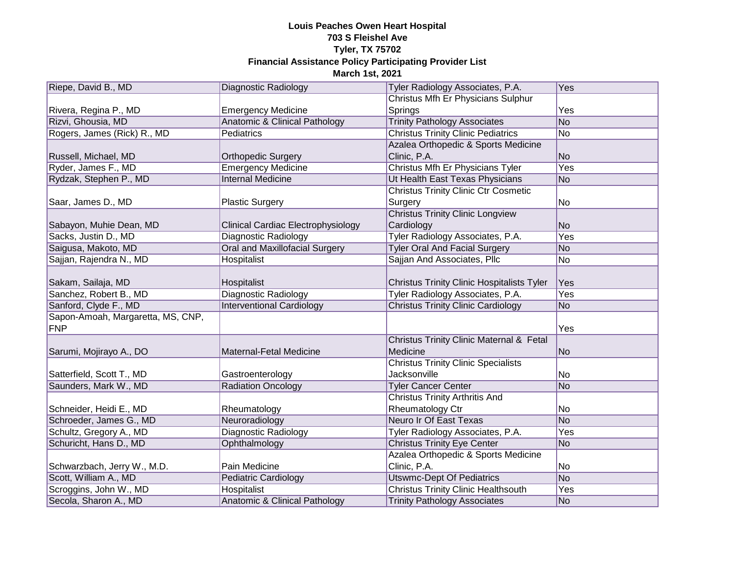**Louis Peaches Owen Heart Hospital**
**703 S Fleishel Ave**
**Tyler, TX 75702**
**Financial Assistance Policy Participating Provider List**
**March 1st, 2021**

| | | | |
|---|---|---|---|
| Riepe, David B., MD | Diagnostic Radiology | Tyler Radiology Associates, P.A. | Yes |
| Rivera, Regina P., MD | Emergency Medicine | Christus Mfh Er Physicians Sulphur Springs | Yes |
| Rizvi, Ghousia, MD | Anatomic & Clinical Pathology | Trinity Pathology Associates | No |
| Rogers, James (Rick) R., MD | Pediatrics | Christus Trinity Clinic Pediatrics | No |
| Russell, Michael, MD | Orthopedic Surgery | Azalea Orthopedic & Sports Medicine Clinic, P.A. | No |
| Ryder, James F., MD | Emergency Medicine | Christus Mfh Er Physicians Tyler | Yes |
| Rydzak, Stephen P., MD | Internal Medicine | Ut Health East Texas Physicians | No |
| Saar, James D., MD | Plastic Surgery | Christus Trinity Clinic Ctr Cosmetic Surgery | No |
| Sabayon, Muhie Dean, MD | Clinical Cardiac Electrophysiology | Christus Trinity Clinic Longview Cardiology | No |
| Sacks, Justin D., MD | Diagnostic Radiology | Tyler Radiology Associates, P.A. | Yes |
| Saigusa, Makoto, MD | Oral and Maxillofacial Surgery | Tyler Oral And Facial Surgery | No |
| Sajjan, Rajendra N., MD | Hospitalist | Sajjan And Associates, Pllc | No |
| Sakam, Sailaja, MD | Hospitalist | Christus Trinity Clinic Hospitalists Tyler | Yes |
| Sanchez, Robert B., MD | Diagnostic Radiology | Tyler Radiology Associates, P.A. | Yes |
| Sanford, Clyde F., MD | Interventional Cardiology | Christus Trinity Clinic Cardiology | No |
| Sapon-Amoah, Margaretta, MS, CNP, FNP | | | Yes |
| Sarumi, Mojirayo A., DO | Maternal-Fetal Medicine | Christus Trinity Clinic Maternal & Fetal Medicine | No |
| Satterfield, Scott T., MD | Gastroenterology | Christus Trinity Clinic Specialists Jacksonville | No |
| Saunders, Mark W., MD | Radiation Oncology | Tyler Cancer Center | No |
| Schneider, Heidi E., MD | Rheumatology | Christus Trinity Arthritis And Rheumatology Ctr | No |
| Schroeder, James G., MD | Neuroradiology | Neuro Ir Of East Texas | No |
| Schultz, Gregory A., MD | Diagnostic Radiology | Tyler Radiology Associates, P.A. | Yes |
| Schuricht, Hans D., MD | Ophthalmology | Christus Trinity Eye Center | No |
| Schwarzbach, Jerry W., M.D. | Pain Medicine | Azalea Orthopedic & Sports Medicine Clinic, P.A. | No |
| Scott, William A., MD | Pediatric Cardiology | Utswmc-Dept Of Pediatrics | No |
| Scroggins, John W., MD | Hospitalist | Christus Trinity Clinic Healthsouth | Yes |
| Secola, Sharon A., MD | Anatomic & Clinical Pathology | Trinity Pathology Associates | No |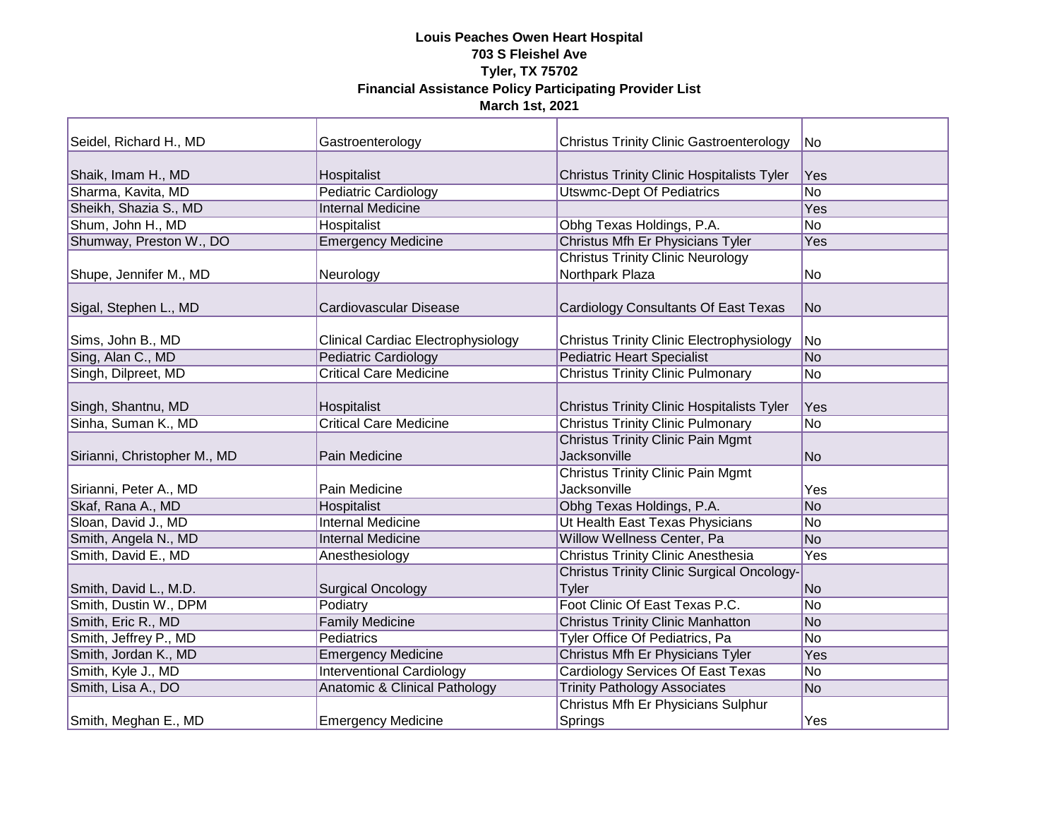**Louis Peaches Owen Heart Hospital**
**703 S Fleishel Ave**
**Tyler, TX 75702**
**Financial Assistance Policy Participating Provider List**
**March 1st, 2021**

| | | | |
|---|---|---|---|
| Seidel, Richard H., MD | Gastroenterology | Christus Trinity Clinic Gastroenterology | No |
| Shaik, Imam H., MD | Hospitalist | Christus Trinity Clinic Hospitalists Tyler | Yes |
| Sharma, Kavita, MD | Pediatric Cardiology | Utswmc-Dept Of Pediatrics | No |
| Sheikh, Shazia S., MD | Internal Medicine | | Yes |
| Shum, John H., MD | Hospitalist | Obhg Texas Holdings, P.A. | No |
| Shumway, Preston W., DO | Emergency Medicine | Christus Mfh Er Physicians Tyler | Yes |
| Shupe, Jennifer M., MD | Neurology | Christus Trinity Clinic Neurology Northpark Plaza | No |
| Sigal, Stephen L., MD | Cardiovascular Disease | Cardiology Consultants Of East Texas | No |
| Sims, John B., MD | Clinical Cardiac Electrophysiology | Christus Trinity Clinic Electrophysiology | No |
| Sing, Alan C., MD | Pediatric Cardiology | Pediatric Heart Specialist | No |
| Singh, Dilpreet, MD | Critical Care Medicine | Christus Trinity Clinic Pulmonary | No |
| Singh, Shantnu, MD | Hospitalist | Christus Trinity Clinic Hospitalists Tyler | Yes |
| Sinha, Suman K., MD | Critical Care Medicine | Christus Trinity Clinic Pulmonary | No |
| Sirianni, Christopher M., MD | Pain Medicine | Christus Trinity Clinic Pain Mgmt Jacksonville | No |
| Sirianni, Peter A., MD | Pain Medicine | Christus Trinity Clinic Pain Mgmt Jacksonville | Yes |
| Skaf, Rana A., MD | Hospitalist | Obhg Texas Holdings, P.A. | No |
| Sloan, David J., MD | Internal Medicine | Ut Health East Texas Physicians | No |
| Smith, Angela N., MD | Internal Medicine | Willow Wellness Center, Pa | No |
| Smith, David E., MD | Anesthesiology | Christus Trinity Clinic Anesthesia | Yes |
| Smith, David L., M.D. | Surgical Oncology | Christus Trinity Clinic Surgical Oncology-Tyler | No |
| Smith, Dustin W., DPM | Podiatry | Foot Clinic Of East Texas P.C. | No |
| Smith, Eric R., MD | Family Medicine | Christus Trinity Clinic Manhatton | No |
| Smith, Jeffrey P., MD | Pediatrics | Tyler Office Of Pediatrics, Pa | No |
| Smith, Jordan K., MD | Emergency Medicine | Christus Mfh Er Physicians Tyler | Yes |
| Smith, Kyle J., MD | Interventional Cardiology | Cardiology Services Of East Texas | No |
| Smith, Lisa A., DO | Anatomic & Clinical Pathology | Trinity Pathology Associates | No |
| Smith, Meghan E., MD | Emergency Medicine | Christus Mfh Er Physicians Sulphur Springs | Yes |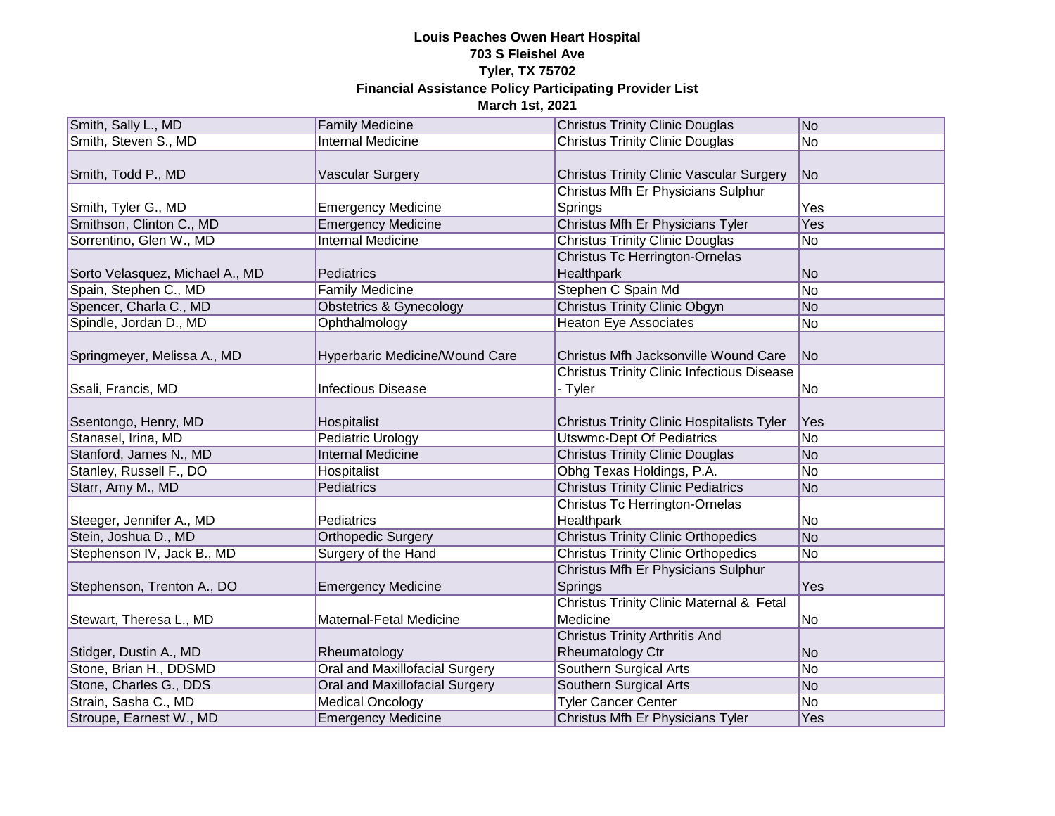**Louis Peaches Owen Heart Hospital**
**703 S Fleishel Ave**
**Tyler, TX 75702**
**Financial Assistance Policy Participating Provider List**
**March 1st, 2021**

| | | | |
|---|---|---|---|
| Smith, Sally L., MD | Family Medicine | Christus Trinity Clinic Douglas | No |
| Smith, Steven S., MD | Internal Medicine | Christus Trinity Clinic Douglas | No |
| Smith, Todd P., MD | Vascular Surgery | Christus Trinity Clinic Vascular Surgery | No |
| Smith, Tyler G., MD | Emergency Medicine | Christus Mfh Er Physicians Sulphur Springs | Yes |
| Smithson, Clinton C., MD | Emergency Medicine | Christus Mfh Er Physicians Tyler | Yes |
| Sorrentino, Glen W., MD | Internal Medicine | Christus Trinity Clinic Douglas | No |
| Sorto Velasquez, Michael A., MD | Pediatrics | Christus Tc Herrington-Ornelas Healthpark | No |
| Spain, Stephen C., MD | Family Medicine | Stephen C Spain Md | No |
| Spencer, Charla C., MD | Obstetrics & Gynecology | Christus Trinity Clinic Obgyn | No |
| Spindle, Jordan D., MD | Ophthalmology | Heaton Eye Associates | No |
| Springmeyer, Melissa A., MD | Hyperbaric Medicine/Wound Care | Christus Mfh Jacksonville Wound Care | No |
| Ssali, Francis, MD | Infectious Disease | Christus Trinity Clinic Infectious Disease - Tyler | No |
| Ssentongo, Henry, MD | Hospitalist | Christus Trinity Clinic Hospitalists Tyler | Yes |
| Stanasel, Irina, MD | Pediatric Urology | Utswmc-Dept Of Pediatrics | No |
| Stanford, James N., MD | Internal Medicine | Christus Trinity Clinic Douglas | No |
| Stanley, Russell F., DO | Hospitalist | Obhg Texas Holdings, P.A. | No |
| Starr, Amy M., MD | Pediatrics | Christus Trinity Clinic Pediatrics | No |
| Steeger, Jennifer A., MD | Pediatrics | Christus Tc Herrington-Ornelas Healthpark | No |
| Stein, Joshua D., MD | Orthopedic Surgery | Christus Trinity Clinic Orthopedics | No |
| Stephenson IV, Jack B., MD | Surgery of the Hand | Christus Trinity Clinic Orthopedics | No |
| Stephenson, Trenton A., DO | Emergency Medicine | Christus Mfh Er Physicians Sulphur Springs | Yes |
| Stewart, Theresa L., MD | Maternal-Fetal Medicine | Christus Trinity Clinic Maternal & Fetal Medicine | No |
| Stidger, Dustin A., MD | Rheumatology | Christus Trinity Arthritis And Rheumatology Ctr | No |
| Stone, Brian H., DDSMD | Oral and Maxillofacial Surgery | Southern Surgical Arts | No |
| Stone, Charles G., DDS | Oral and Maxillofacial Surgery | Southern Surgical Arts | No |
| Strain, Sasha C., MD | Medical Oncology | Tyler Cancer Center | No |
| Stroupe, Earnest W., MD | Emergency Medicine | Christus Mfh Er Physicians Tyler | Yes |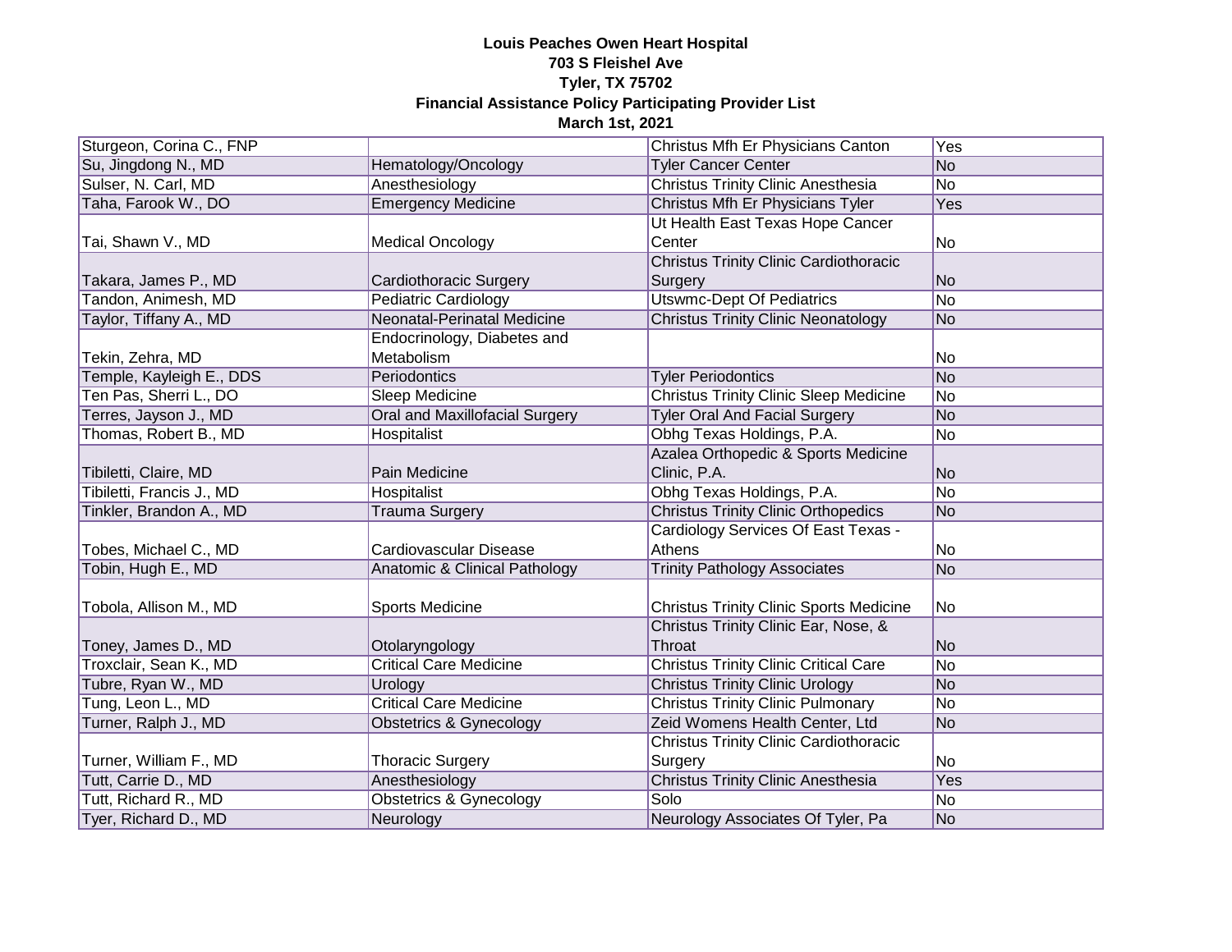**Louis Peaches Owen Heart Hospital**
**703 S Fleishel Ave**
**Tyler, TX 75702**
**Financial Assistance Policy Participating Provider List**
**March 1st, 2021**

| | | | |
|---|---|---|---|
| Sturgeon, Corina C., FNP | | Christus Mfh Er Physicians Canton | Yes |
| Su, Jingdong N., MD | Hematology/Oncology | Tyler Cancer Center | No |
| Sulser, N. Carl, MD | Anesthesiology | Christus Trinity Clinic Anesthesia | No |
| Taha, Farook W., DO | Emergency Medicine | Christus Mfh Er Physicians Tyler | Yes |
| Tai, Shawn V., MD | Medical Oncology | Ut Health East Texas Hope Cancer Center | No |
| Takara, James P., MD | Cardiothoracic Surgery | Christus Trinity Clinic Cardiothoracic Surgery | No |
| Tandon, Animesh, MD | Pediatric Cardiology | Utswmc-Dept Of Pediatrics | No |
| Taylor, Tiffany A., MD | Neonatal-Perinatal Medicine | Christus Trinity Clinic Neonatology | No |
| Tekin, Zehra, MD | Endocrinology, Diabetes and Metabolism | | No |
| Temple, Kayleigh E., DDS | Periodontics | Tyler Periodontics | No |
| Ten Pas, Sherri L., DO | Sleep Medicine | Christus Trinity Clinic Sleep Medicine | No |
| Terres, Jayson J., MD | Oral and Maxillofacial Surgery | Tyler Oral And Facial Surgery | No |
| Thomas, Robert B., MD | Hospitalist | Obhg Texas Holdings, P.A. | No |
| Tibiletti, Claire, MD | Pain Medicine | Azalea Orthopedic & Sports Medicine Clinic, P.A. | No |
| Tibiletti, Francis J., MD | Hospitalist | Obhg Texas Holdings, P.A. | No |
| Tinkler, Brandon A., MD | Trauma Surgery | Christus Trinity Clinic Orthopedics | No |
| Tobes, Michael C., MD | Cardiovascular Disease | Cardiology Services Of East Texas - Athens | No |
| Tobin, Hugh E., MD | Anatomic & Clinical Pathology | Trinity Pathology Associates | No |
| Tobola, Allison M., MD | Sports Medicine | Christus Trinity Clinic Sports Medicine | No |
| Toney, James D., MD | Otolaryngology | Christus Trinity Clinic Ear, Nose, & Throat | No |
| Troxclair, Sean K., MD | Critical Care Medicine | Christus Trinity Clinic Critical Care | No |
| Tubre, Ryan W., MD | Urology | Christus Trinity Clinic Urology | No |
| Tung, Leon L., MD | Critical Care Medicine | Christus Trinity Clinic Pulmonary | No |
| Turner, Ralph J., MD | Obstetrics & Gynecology | Zeid Womens Health Center, Ltd | No |
| Turner, William F., MD | Thoracic Surgery | Christus Trinity Clinic Cardiothoracic Surgery | No |
| Tutt, Carrie D., MD | Anesthesiology | Christus Trinity Clinic Anesthesia | Yes |
| Tutt, Richard R., MD | Obstetrics & Gynecology | Solo | No |
| Tyer, Richard D., MD | Neurology | Neurology Associates Of Tyler, Pa | No |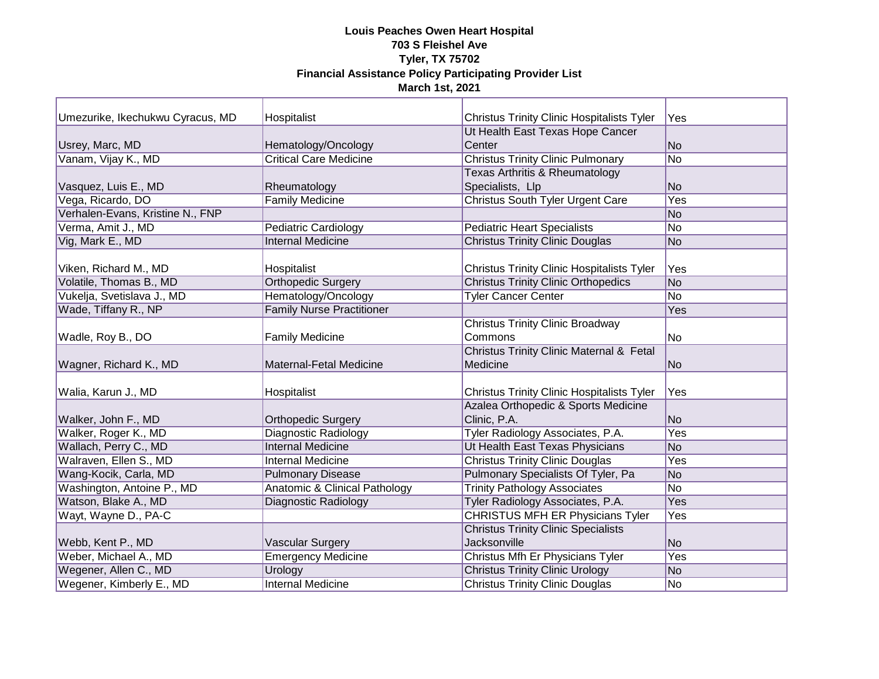**Louis Peaches Owen Heart Hospital**
**703 S Fleishel Ave**
**Tyler, TX 75702**
**Financial Assistance Policy Participating Provider List**
**March 1st, 2021**

| | | | |
|---|---|---|---|
| Umezurike, Ikechukwu Cyracus, MD | Hospitalist | Christus Trinity Clinic Hospitalists Tyler | Yes |
| Usrey, Marc, MD | Hematology/Oncology | Ut Health East Texas Hope Cancer Center | No |
| Vanam, Vijay K., MD | Critical Care Medicine | Christus Trinity Clinic Pulmonary | No |
| Vasquez, Luis E., MD | Rheumatology | Texas Arthritis & Rheumatology Specialists, Llp | No |
| Vega, Ricardo, DO | Family Medicine | Christus South Tyler Urgent Care | Yes |
| Verhalen-Evans, Kristine N., FNP | | | No |
| Verma, Amit J., MD | Pediatric Cardiology | Pediatric Heart Specialists | No |
| Vig, Mark E., MD | Internal Medicine | Christus Trinity Clinic Douglas | No |
| Viken, Richard M., MD | Hospitalist | Christus Trinity Clinic Hospitalists Tyler | Yes |
| Volatile, Thomas B., MD | Orthopedic Surgery | Christus Trinity Clinic Orthopedics | No |
| Vukelja, Svetislava J., MD | Hematology/Oncology | Tyler Cancer Center | No |
| Wade, Tiffany R., NP | Family Nurse Practitioner | | Yes |
| Wadle, Roy B., DO | Family Medicine | Christus Trinity Clinic Broadway Commons | No |
| Wagner, Richard K., MD | Maternal-Fetal Medicine | Christus Trinity Clinic Maternal & Fetal Medicine | No |
| Walia, Karun J., MD | Hospitalist | Christus Trinity Clinic Hospitalists Tyler | Yes |
| Walker, John F., MD | Orthopedic Surgery | Azalea Orthopedic & Sports Medicine Clinic, P.A. | No |
| Walker, Roger K., MD | Diagnostic Radiology | Tyler Radiology Associates, P.A. | Yes |
| Wallach, Perry C., MD | Internal Medicine | Ut Health East Texas Physicians | No |
| Walraven, Ellen S., MD | Internal Medicine | Christus Trinity Clinic Douglas | Yes |
| Wang-Kocik, Carla, MD | Pulmonary Disease | Pulmonary Specialists Of Tyler, Pa | No |
| Washington, Antoine P., MD | Anatomic & Clinical Pathology | Trinity Pathology Associates | No |
| Watson, Blake A., MD | Diagnostic Radiology | Tyler Radiology Associates, P.A. | Yes |
| Wayt, Wayne D., PA-C | | CHRISTUS MFH ER Physicians Tyler | Yes |
| Webb, Kent P., MD | Vascular Surgery | Christus Trinity Clinic Specialists Jacksonville | No |
| Weber, Michael A., MD | Emergency Medicine | Christus Mfh Er Physicians Tyler | Yes |
| Wegener, Allen C., MD | Urology | Christus Trinity Clinic Urology | No |
| Wegener, Kimberly E., MD | Internal Medicine | Christus Trinity Clinic Douglas | No |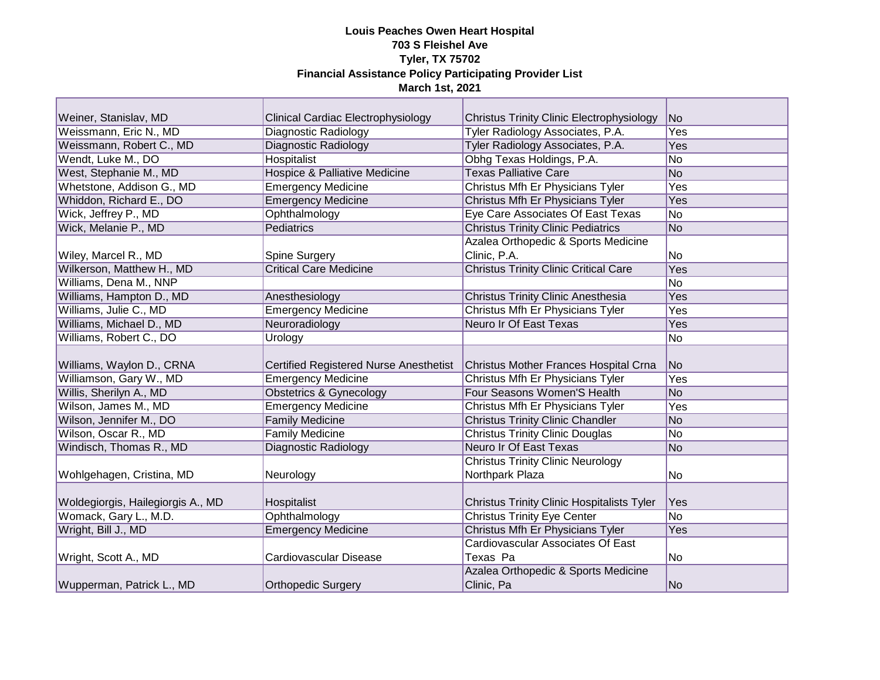**Louis Peaches Owen Heart Hospital**
**703 S Fleishel Ave**
**Tyler, TX 75702**
**Financial Assistance Policy Participating Provider List**
**March 1st, 2021**

| | | | |
|---|---|---|---|
| Weiner, Stanislav, MD | Clinical Cardiac Electrophysiology | Christus Trinity Clinic Electrophysiology | No |
| Weissmann, Eric N., MD | Diagnostic Radiology | Tyler Radiology Associates, P.A. | Yes |
| Weissmann, Robert C., MD | Diagnostic Radiology | Tyler Radiology Associates, P.A. | Yes |
| Wendt, Luke M., DO | Hospitalist | Obhg Texas Holdings, P.A. | No |
| West, Stephanie M., MD | Hospice & Palliative Medicine | Texas Palliative Care | No |
| Whetstone, Addison G., MD | Emergency Medicine | Christus Mfh Er Physicians Tyler | Yes |
| Whiddon, Richard E., DO | Emergency Medicine | Christus Mfh Er Physicians Tyler | Yes |
| Wick, Jeffrey P., MD | Ophthalmology | Eye Care Associates Of East Texas | No |
| Wick, Melanie P., MD | Pediatrics | Christus Trinity Clinic Pediatrics | No |
| Wiley, Marcel R., MD | Spine Surgery | Azalea Orthopedic & Sports Medicine Clinic, P.A. | No |
| Wilkerson, Matthew H., MD | Critical Care Medicine | Christus Trinity Clinic Critical Care | Yes |
| Williams, Dena M., NNP | | | No |
| Williams, Hampton D., MD | Anesthesiology | Christus Trinity Clinic Anesthesia | Yes |
| Williams, Julie C., MD | Emergency Medicine | Christus Mfh Er Physicians Tyler | Yes |
| Williams, Michael D., MD | Neuroradiology | Neuro Ir Of East Texas | Yes |
| Williams, Robert C., DO | Urology | | No |
| Williams, Waylon D., CRNA | Certified Registered Nurse Anesthetist | Christus Mother Frances Hospital Crna | No |
| Williamson, Gary W., MD | Emergency Medicine | Christus Mfh Er Physicians Tyler | Yes |
| Willis, Sherilyn A., MD | Obstetrics & Gynecology | Four Seasons Women'S Health | No |
| Wilson, James M., MD | Emergency Medicine | Christus Mfh Er Physicians Tyler | Yes |
| Wilson, Jennifer M., DO | Family Medicine | Christus Trinity Clinic Chandler | No |
| Wilson, Oscar R., MD | Family Medicine | Christus Trinity Clinic Douglas | No |
| Windisch, Thomas R., MD | Diagnostic Radiology | Neuro Ir Of East Texas | No |
| Wohlgehagen, Cristina, MD | Neurology | Christus Trinity Clinic Neurology Northpark Plaza | No |
| Woldegiorgis, Hailegiorgis A., MD | Hospitalist | Christus Trinity Clinic Hospitalists Tyler | Yes |
| Womack, Gary L., M.D. | Ophthalmology | Christus Trinity Eye Center | No |
| Wright, Bill J., MD | Emergency Medicine | Christus Mfh Er Physicians Tyler | Yes |
| Wright, Scott A., MD | Cardiovascular Disease | Cardiovascular Associates Of East Texas Pa | No |
| Wupperman, Patrick L., MD | Orthopedic Surgery | Azalea Orthopedic & Sports Medicine Clinic, Pa | No |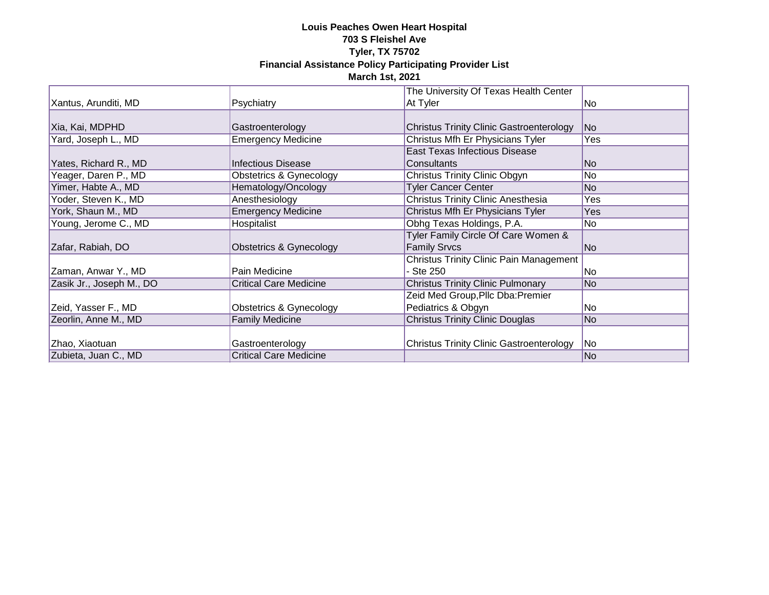**Louis Peaches Owen Heart Hospital**
**703 S Fleishel Ave**
**Tyler, TX 75702**
**Financial Assistance Policy Participating Provider List**
**March 1st, 2021**

| | | | |
|---|---|---|---|
| Xantus, Arunditi, MD | Psychiatry | The University Of Texas Health Center At Tyler | No |
| Xia, Kai, MDPHD | Gastroenterology | Christus Trinity Clinic Gastroenterology | No |
| Yard, Joseph L., MD | Emergency Medicine | Christus Mfh Er Physicians Tyler | Yes |
| Yates, Richard R., MD | Infectious Disease | East Texas Infectious Disease Consultants | No |
| Yeager, Daren P., MD | Obstetrics & Gynecology | Christus Trinity Clinic Obgyn | No |
| Yimer, Habte A., MD | Hematology/Oncology | Tyler Cancer Center | No |
| Yoder, Steven K., MD | Anesthesiology | Christus Trinity Clinic Anesthesia | Yes |
| York, Shaun M., MD | Emergency Medicine | Christus Mfh Er Physicians Tyler | Yes |
| Young, Jerome C., MD | Hospitalist | Obhg Texas Holdings, P.A. | No |
| Zafar, Rabiah, DO | Obstetrics & Gynecology | Tyler Family Circle Of Care Women & Family Srvcs | No |
| Zaman, Anwar Y., MD | Pain Medicine | Christus Trinity Clinic Pain Management - Ste 250 | No |
| Zasik Jr., Joseph M., DO | Critical Care Medicine | Christus Trinity Clinic Pulmonary | No |
| Zeid, Yasser F., MD | Obstetrics & Gynecology | Zeid Med Group,Pllc Dba:Premier Pediatrics & Obgyn | No |
| Zeorlin, Anne M., MD | Family Medicine | Christus Trinity Clinic Douglas | No |
| Zhao, Xiaotuan | Gastroenterology | Christus Trinity Clinic Gastroenterology | No |
| Zubieta, Juan C., MD | Critical Care Medicine | | No |